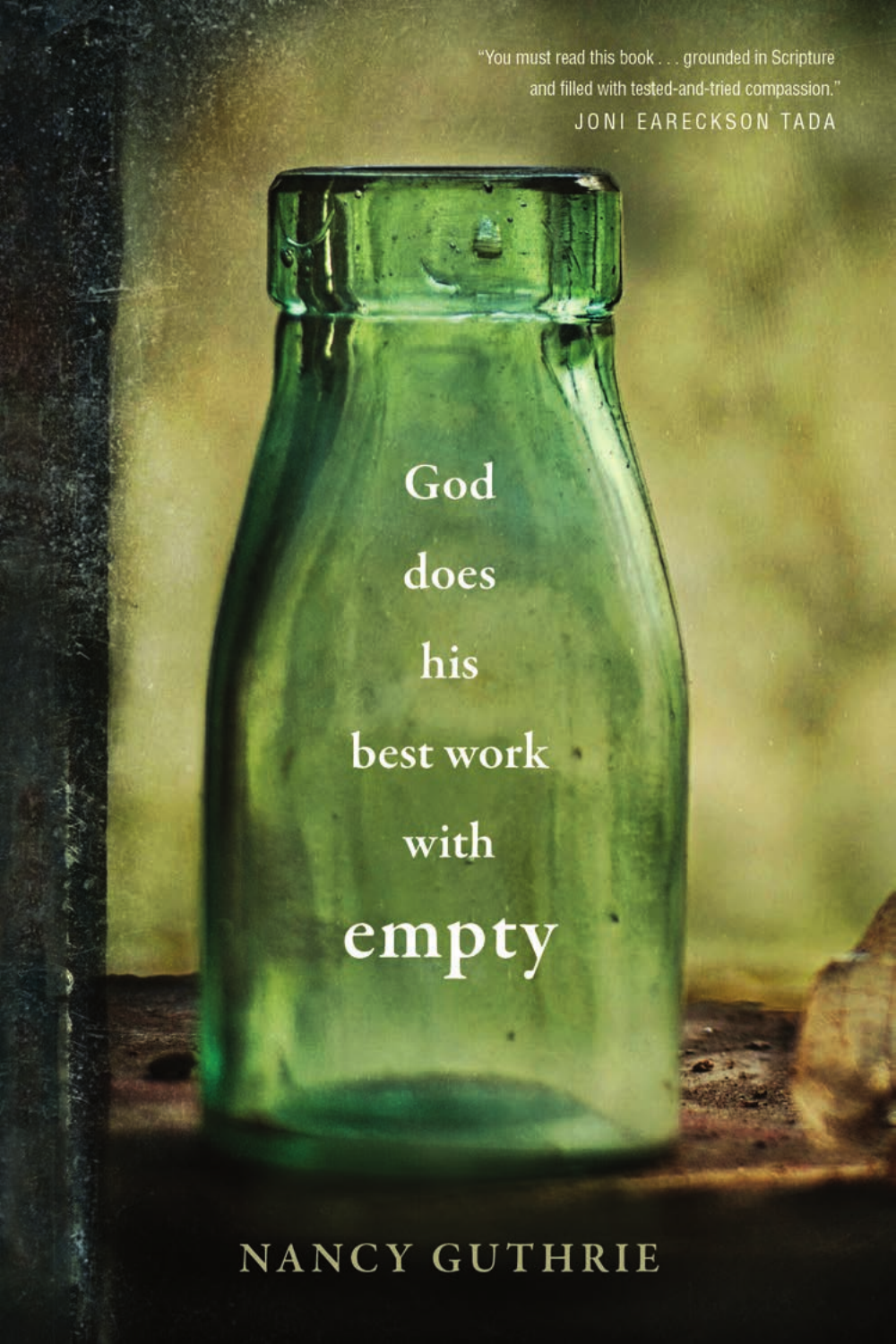"You must read this book . . . grounded in Scripture and filled with tested-and-tried compassion."
JONI EARECKSON TADA

# God does his best work with empty

NANCY GUTHRIE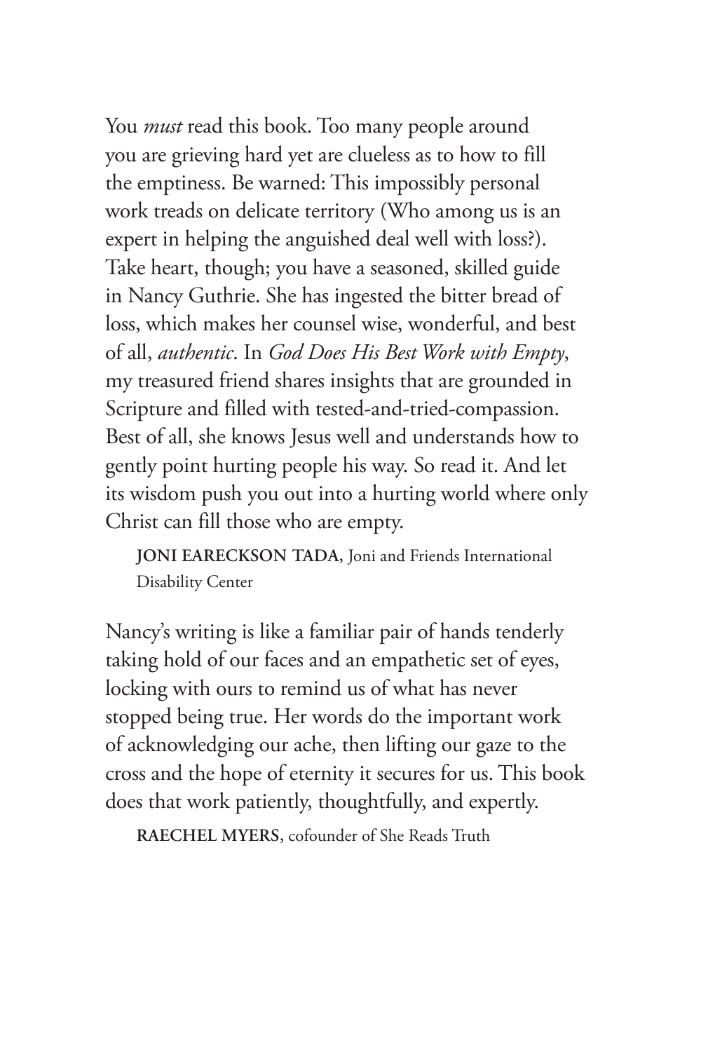You *must* read this book. Too many people around you are grieving hard yet are clueless as to how to fill the emptiness. Be warned: This impossibly personal work treads on delicate territory (Who among us is an expert in helping the anguished deal well with loss?). Take heart, though; you have a seasoned, skilled guide in Nancy Guthrie. She has ingested the bitter bread of loss, which makes her counsel wise, wonderful, and best of all, *authentic*. In *God Does His Best Work with Empty*, my treasured friend shares insights that are grounded in Scripture and filled with tested-and-tried-compassion. Best of all, she knows Jesus well and understands how to gently point hurting people his way. So read it. And let its wisdom push you out into a hurting world where only Christ can fill those who are empty.

**JONI EARECKSON TADA**, Joni and Friends International Disability Center

Nancy's writing is like a familiar pair of hands tenderly taking hold of our faces and an empathetic set of eyes, locking with ours to remind us of what has never stopped being true. Her words do the important work of acknowledging our ache, then lifting our gaze to the cross and the hope of eternity it secures for us. This book does that work patiently, thoughtfully, and expertly.

**RAECHEL MYERS**, cofounder of She Reads Truth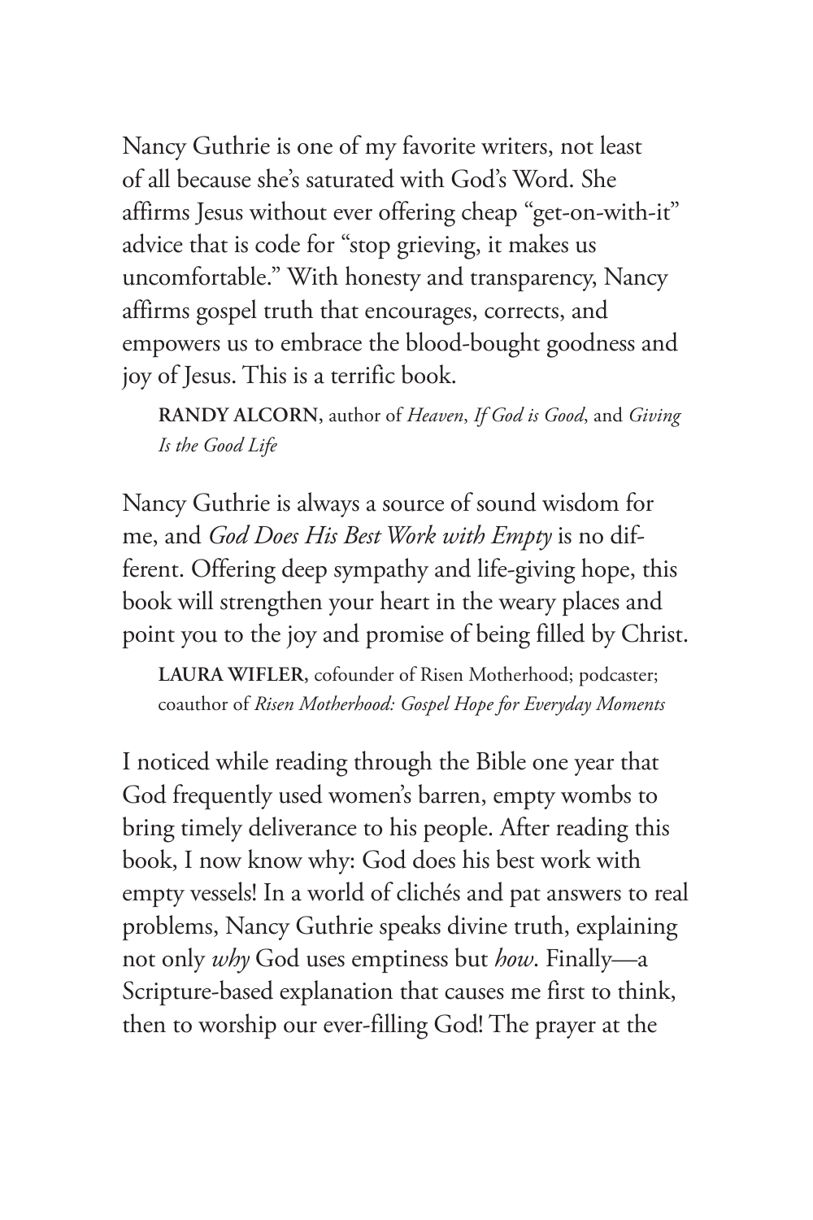Nancy Guthrie is one of my favorite writers, not least of all because she's saturated with God's Word. She affirms Jesus without ever offering cheap "get-on-with-it" advice that is code for "stop grieving, it makes us uncomfortable." With honesty and transparency, Nancy affirms gospel truth that encourages, corrects, and empowers us to embrace the blood-bought goodness and joy of Jesus. This is a terrific book.

> **RANDY ALCORN**, author of *Heaven*, *If God is Good*, and *Giving Is the Good Life*

Nancy Guthrie is always a source of sound wisdom for me, and *God Does His Best Work with Empty* is no different. Offering deep sympathy and life-giving hope, this book will strengthen your heart in the weary places and point you to the joy and promise of being filled by Christ.

> **LAURA WIFLER**, cofounder of Risen Motherhood; podcaster; coauthor of *Risen Motherhood: Gospel Hope for Everyday Moments*

I noticed while reading through the Bible one year that God frequently used women's barren, empty wombs to bring timely deliverance to his people. After reading this book, I now know why: God does his best work with empty vessels! In a world of clichés and pat answers to real problems, Nancy Guthrie speaks divine truth, explaining not only *why* God uses emptiness but *how*. Finally—a Scripture-based explanation that causes me first to think, then to worship our ever-filling God! The prayer at the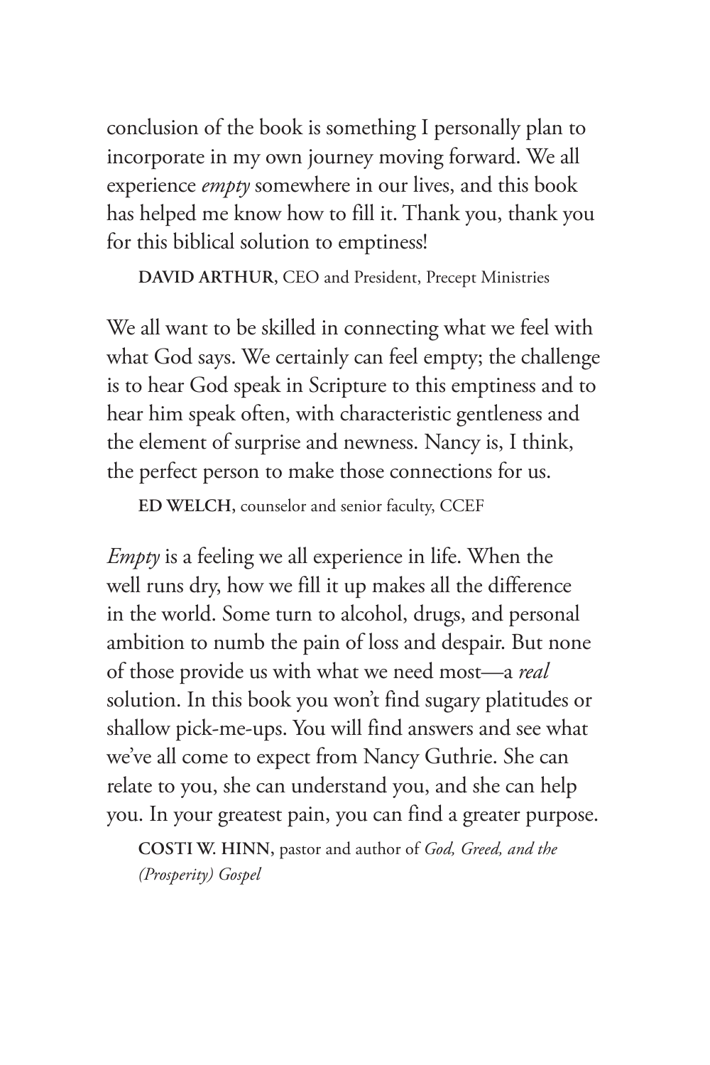conclusion of the book is something I personally plan to incorporate in my own journey moving forward. We all experience *empty* somewhere in our lives, and this book has helped me know how to fill it. Thank you, thank you for this biblical solution to emptiness!

**DAVID ARTHUR**, CEO and President, Precept Ministries

We all want to be skilled in connecting what we feel with what God says. We certainly can feel empty; the challenge is to hear God speak in Scripture to this emptiness and to hear him speak often, with characteristic gentleness and the element of surprise and newness. Nancy is, I think, the perfect person to make those connections for us.

**ED WELCH**, counselor and senior faculty, CCEF

*Empty* is a feeling we all experience in life. When the well runs dry, how we fill it up makes all the difference in the world. Some turn to alcohol, drugs, and personal ambition to numb the pain of loss and despair. But none of those provide us with what we need most—a *real* solution. In this book you won't find sugary platitudes or shallow pick-me-ups. You will find answers and see what we've all come to expect from Nancy Guthrie. She can relate to you, she can understand you, and she can help you. In your greatest pain, you can find a greater purpose.

**COSTI W. HINN**, pastor and author of *God, Greed, and the (Prosperity) Gospel*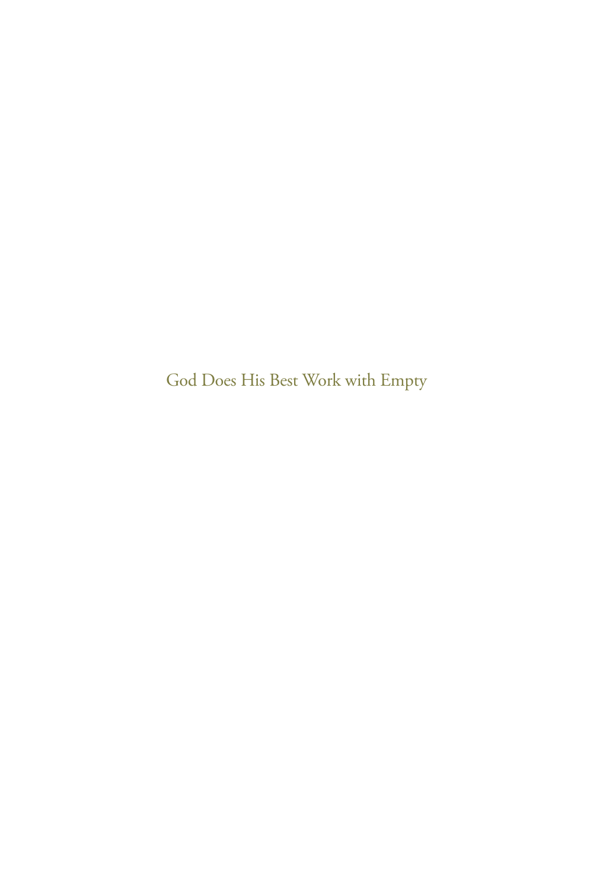God Does His Best Work with Empty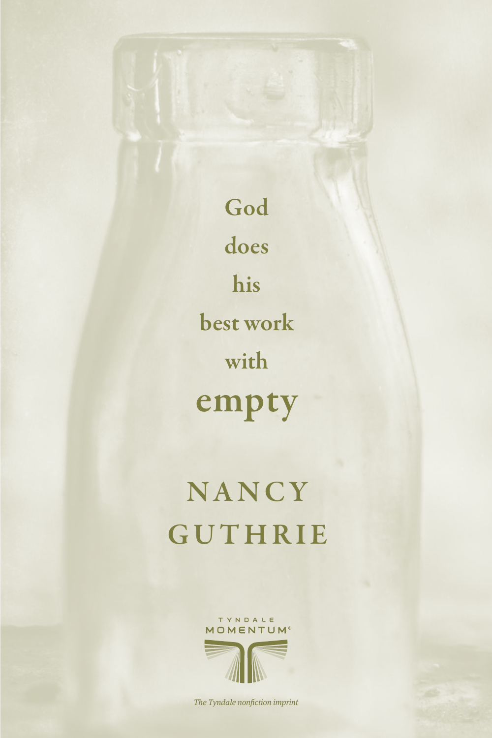# God does his best work with empty

## NANCY GUTHRIE

TYNDALE MOMENTUM®

*The Tyndale nonfiction imprint*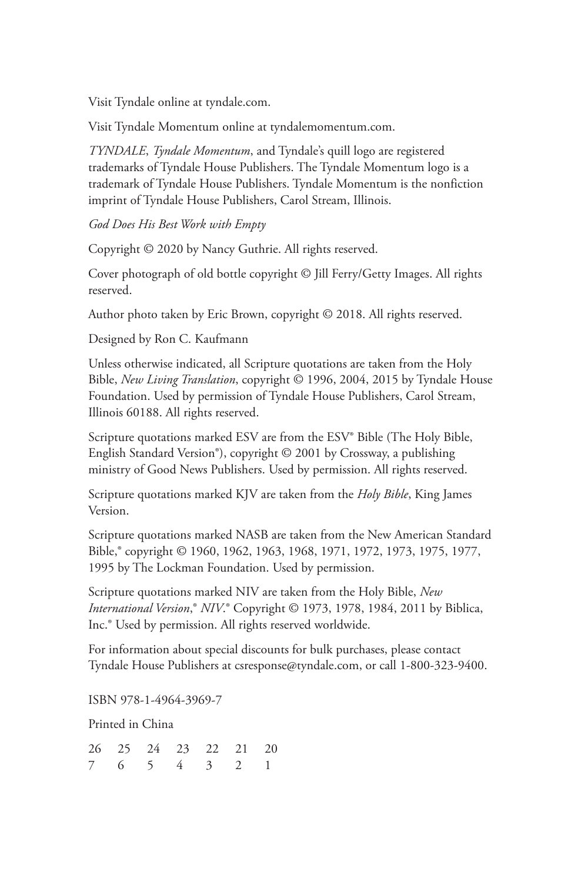Visit Tyndale online at tyndale.com.

Visit Tyndale Momentum online at tyndalemomentum.com.

*TYNDALE*, *Tyndale Momentum*, and Tyndale's quill logo are registered trademarks of Tyndale House Publishers. The Tyndale Momentum logo is a trademark of Tyndale House Publishers. Tyndale Momentum is the nonfiction imprint of Tyndale House Publishers, Carol Stream, Illinois.

*God Does His Best Work with Empty*

Copyright © 2020 by Nancy Guthrie. All rights reserved.

Cover photograph of old bottle copyright © Jill Ferry/Getty Images. All rights reserved.

Author photo taken by Eric Brown, copyright © 2018. All rights reserved.

Designed by Ron C. Kaufmann

Unless otherwise indicated, all Scripture quotations are taken from the Holy Bible, *New Living Translation*, copyright © 1996, 2004, 2015 by Tyndale House Foundation. Used by permission of Tyndale House Publishers, Carol Stream, Illinois 60188. All rights reserved.

Scripture quotations marked ESV are from the ESV® Bible (The Holy Bible, English Standard Version®), copyright © 2001 by Crossway, a publishing ministry of Good News Publishers. Used by permission. All rights reserved.

Scripture quotations marked KJV are taken from the *Holy Bible*, King James Version.

Scripture quotations marked NASB are taken from the New American Standard Bible,® copyright © 1960, 1962, 1963, 1968, 1971, 1972, 1973, 1975, 1977, 1995 by The Lockman Foundation. Used by permission.

Scripture quotations marked NIV are taken from the Holy Bible, *New International Version*,® *NIV*.® Copyright © 1973, 1978, 1984, 2011 by Biblica, Inc.® Used by permission. All rights reserved worldwide.

For information about special discounts for bulk purchases, please contact Tyndale House Publishers at csresponse@tyndale.com, or call 1-800-323-9400.

ISBN 978-1-4964-3969-7

Printed in China

26 25 24 23 22 21 20
7 6 5 4 3 2 1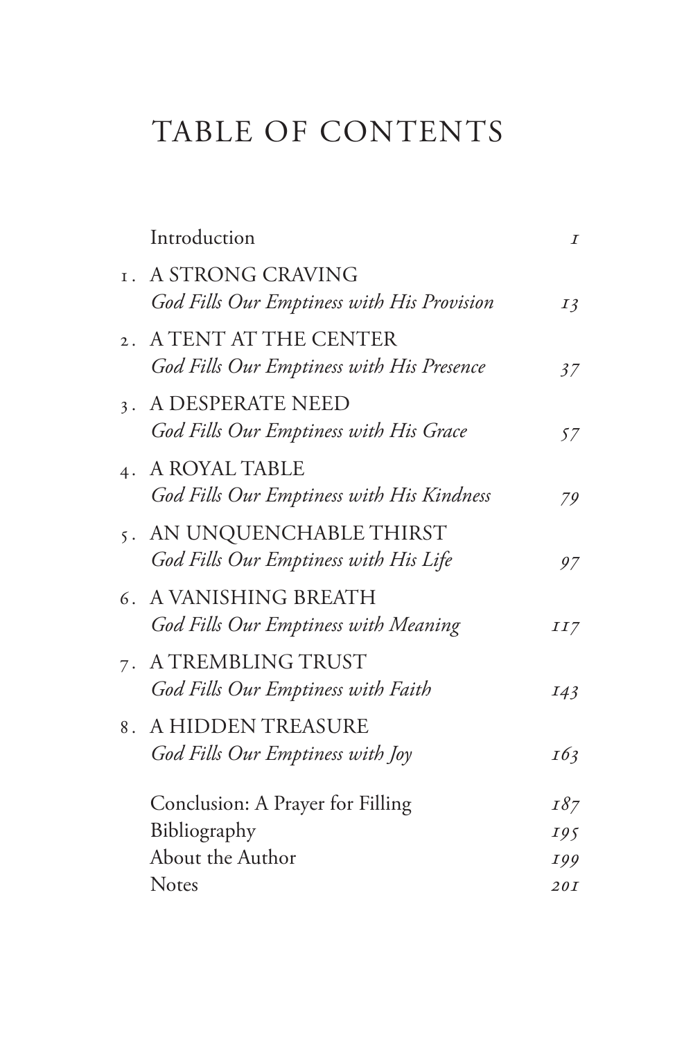# TABLE OF CONTENTS

| | | |
|---|---|---|
| | Introduction | *1* |
| 1. | A STRONG CRAVING<br>*God Fills Our Emptiness with His Provision* | *13* |
| 2. | A TENT AT THE CENTER<br>*God Fills Our Emptiness with His Presence* | *37* |
| 3. | A DESPERATE NEED<br>*God Fills Our Emptiness with His Grace* | *57* |
| 4. | A ROYAL TABLE<br>*God Fills Our Emptiness with His Kindness* | *79* |
| 5. | AN UNQUENCHABLE THIRST<br>*God Fills Our Emptiness with His Life* | *97* |
| 6. | A VANISHING BREATH<br>*God Fills Our Emptiness with Meaning* | *117* |
| 7. | A TREMBLING TRUST<br>*God Fills Our Emptiness with Faith* | *143* |
| 8. | A HIDDEN TREASURE<br>*God Fills Our Emptiness with Joy* | *163* |
| | Conclusion: A Prayer for Filling | *187* |
| | Bibliography | *195* |
| | About the Author | *199* |
| | Notes | *201* |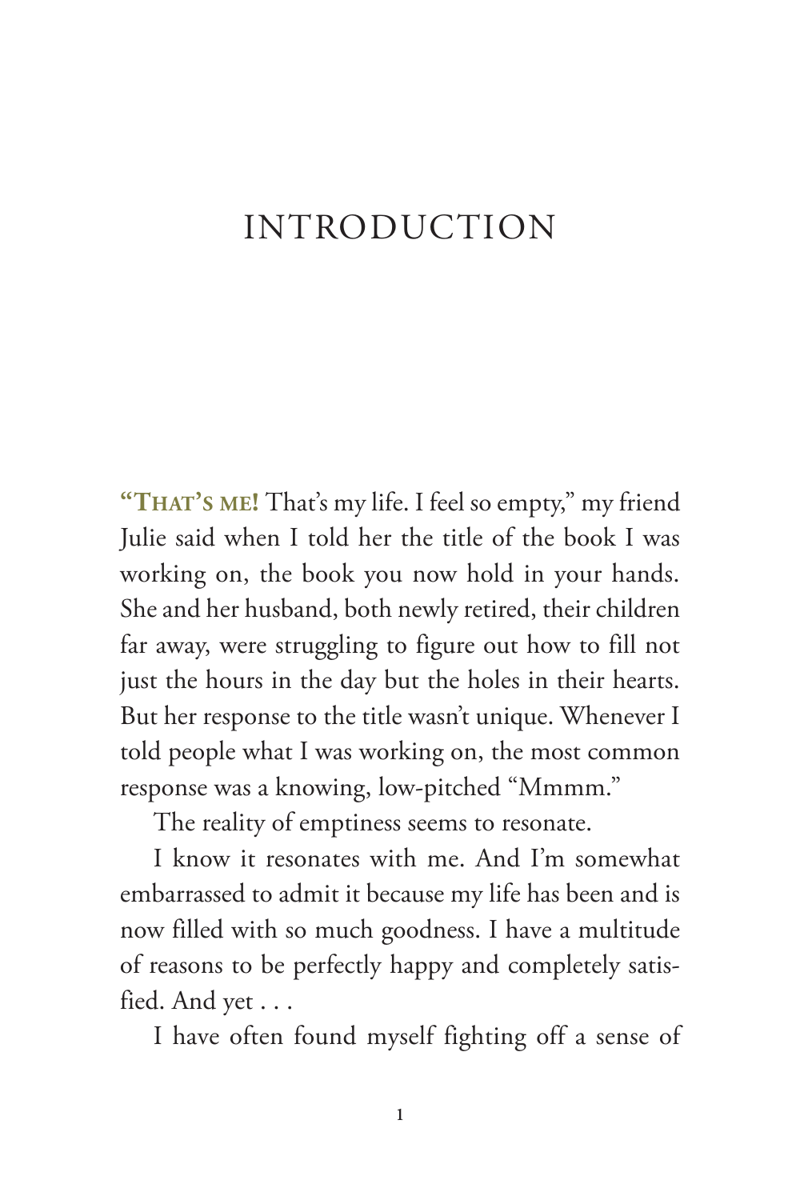# INTRODUCTION

**"THAT'S ME!** That's my life. I feel so empty," my friend Julie said when I told her the title of the book I was working on, the book you now hold in your hands. She and her husband, both newly retired, their children far away, were struggling to figure out how to fill not just the hours in the day but the holes in their hearts. But her response to the title wasn't unique. Whenever I told people what I was working on, the most common response was a knowing, low-pitched "Mmmm."

The reality of emptiness seems to resonate.

I know it resonates with me. And I'm somewhat embarrassed to admit it because my life has been and is now filled with so much goodness. I have a multitude of reasons to be perfectly happy and completely satisfied. And yet . . .

I have often found myself fighting off a sense of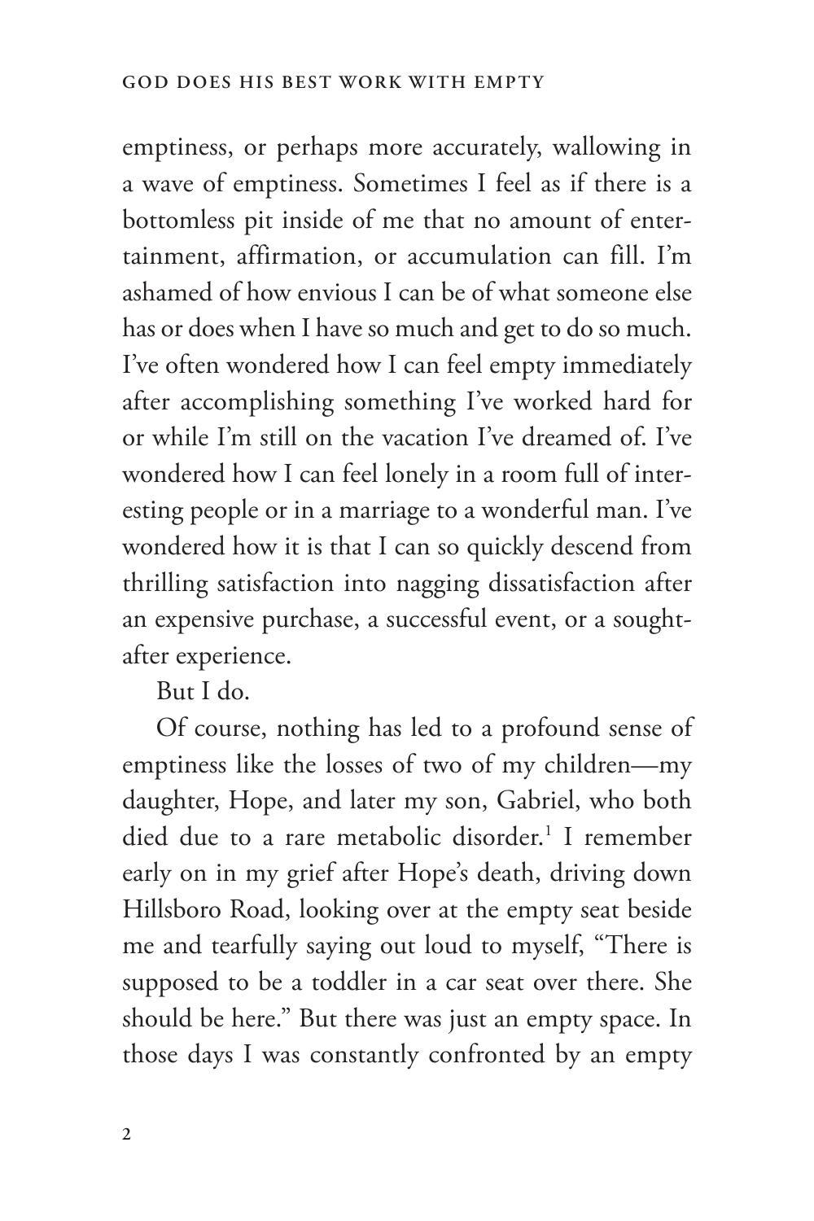emptiness, or perhaps more accurately, wallowing in a wave of emptiness. Sometimes I feel as if there is a bottomless pit inside of me that no amount of entertainment, affirmation, or accumulation can fill. I'm ashamed of how envious I can be of what someone else has or does when I have so much and get to do so much. I've often wondered how I can feel empty immediately after accomplishing something I've worked hard for or while I'm still on the vacation I've dreamed of. I've wondered how I can feel lonely in a room full of interesting people or in a marriage to a wonderful man. I've wondered how it is that I can so quickly descend from thrilling satisfaction into nagging dissatisfaction after an expensive purchase, a successful event, or a sought-after experience.

But I do.

Of course, nothing has led to a profound sense of emptiness like the losses of two of my children—my daughter, Hope, and later my son, Gabriel, who both died due to a rare metabolic disorder.[1] I remember early on in my grief after Hope's death, driving down Hillsboro Road, looking over at the empty seat beside me and tearfully saying out loud to myself, "There is supposed to be a toddler in a car seat over there. She should be here." But there was just an empty space. In those days I was constantly confronted by an empty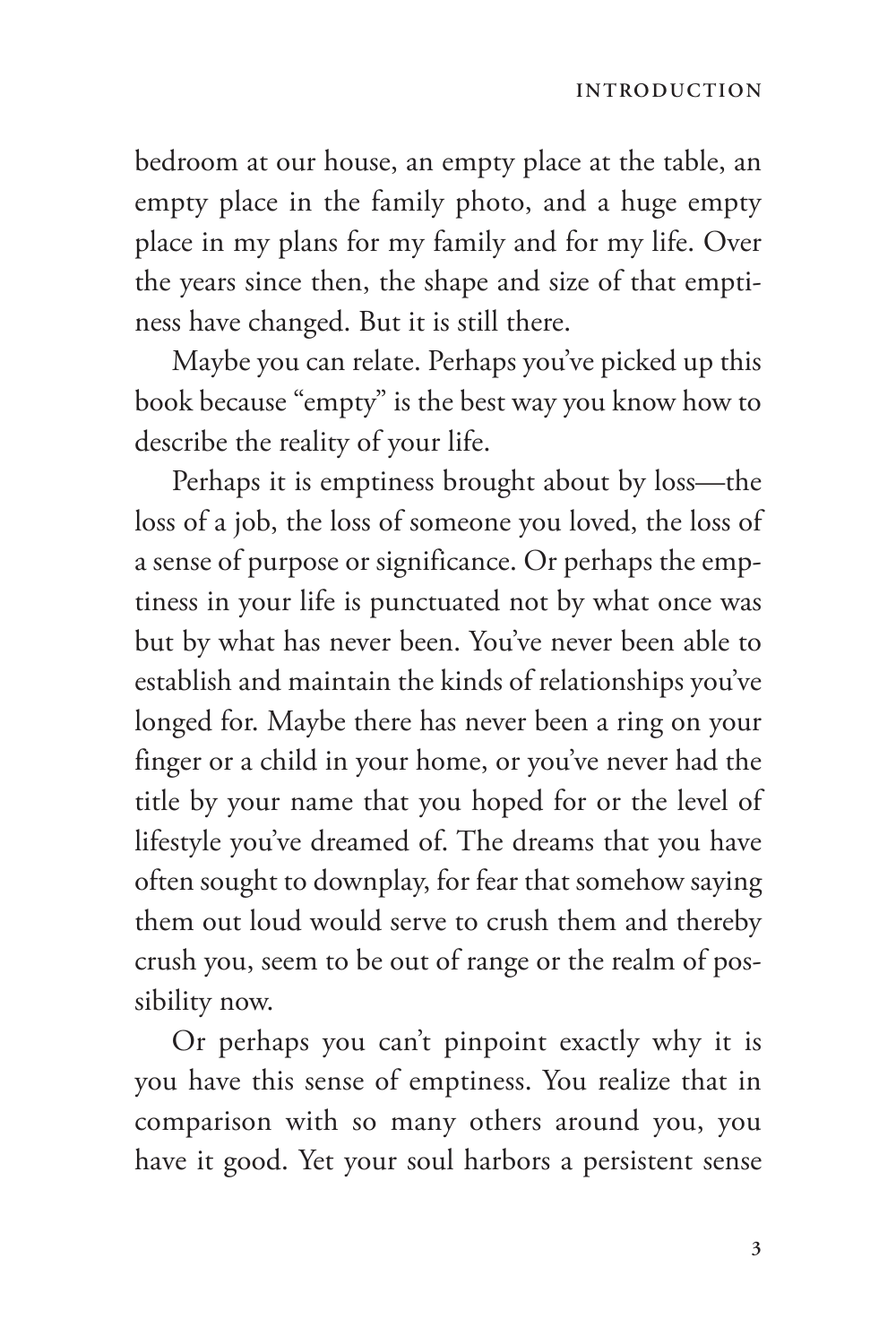bedroom at our house, an empty place at the table, an empty place in the family photo, and a huge empty place in my plans for my family and for my life. Over the years since then, the shape and size of that emptiness have changed. But it is still there.

Maybe you can relate. Perhaps you've picked up this book because "empty" is the best way you know how to describe the reality of your life.

Perhaps it is emptiness brought about by loss—the loss of a job, the loss of someone you loved, the loss of a sense of purpose or significance. Or perhaps the emptiness in your life is punctuated not by what once was but by what has never been. You've never been able to establish and maintain the kinds of relationships you've longed for. Maybe there has never been a ring on your finger or a child in your home, or you've never had the title by your name that you hoped for or the level of lifestyle you've dreamed of. The dreams that you have often sought to downplay, for fear that somehow saying them out loud would serve to crush them and thereby crush you, seem to be out of range or the realm of possibility now.

Or perhaps you can't pinpoint exactly why it is you have this sense of emptiness. You realize that in comparison with so many others around you, you have it good. Yet your soul harbors a persistent sense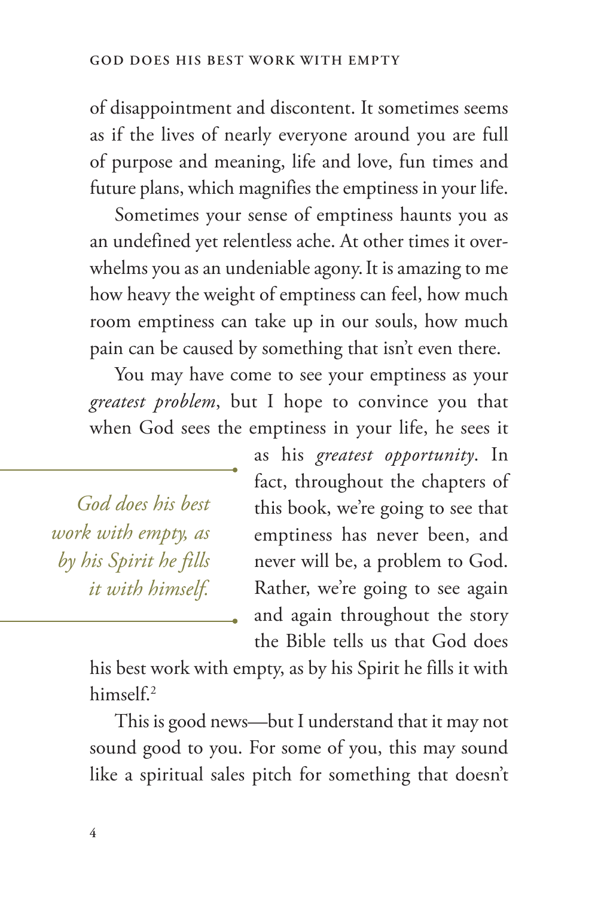of disappointment and discontent. It sometimes seems as if the lives of nearly everyone around you are full of purpose and meaning, life and love, fun times and future plans, which magnifies the emptiness in your life.

Sometimes your sense of emptiness haunts you as an undefined yet relentless ache. At other times it overwhelms you as an undeniable agony. It is amazing to me how heavy the weight of emptiness can feel, how much room emptiness can take up in our souls, how much pain can be caused by something that isn't even there.

You may have come to see your emptiness as your *greatest problem*, but I hope to convince you that when God sees the emptiness in your life, he sees it as his *greatest opportunity*. In fact, throughout the chapters of this book, we're going to see that emptiness has never been, and never will be, a problem to God. Rather, we're going to see again and again throughout the story the Bible tells us that God does his best work with empty, as by his Spirit he fills it with himself.[2]

> *God does his best work with empty, as by his Spirit he fills it with himself.*

This is good news—but I understand that it may not sound good to you. For some of you, this may sound like a spiritual sales pitch for something that doesn't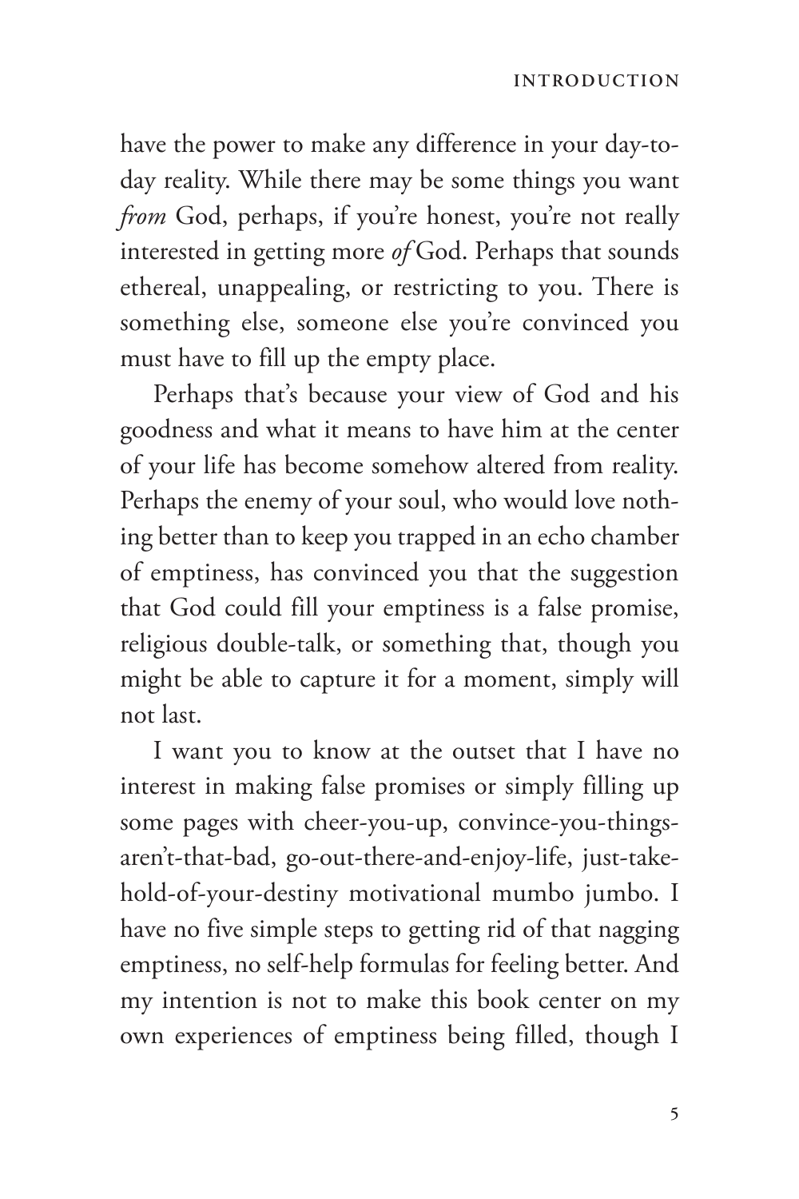have the power to make any difference in your day-to-day reality. While there may be some things you want *from* God, perhaps, if you're honest, you're not really interested in getting more *of* God. Perhaps that sounds ethereal, unappealing, or restricting to you. There is something else, someone else you're convinced you must have to fill up the empty place.

Perhaps that's because your view of God and his goodness and what it means to have him at the center of your life has become somehow altered from reality. Perhaps the enemy of your soul, who would love nothing better than to keep you trapped in an echo chamber of emptiness, has convinced you that the suggestion that God could fill your emptiness is a false promise, religious double-talk, or something that, though you might be able to capture it for a moment, simply will not last.

I want you to know at the outset that I have no interest in making false promises or simply filling up some pages with cheer-you-up, convince-you-things-aren't-that-bad, go-out-there-and-enjoy-life, just-take-hold-of-your-destiny motivational mumbo jumbo. I have no five simple steps to getting rid of that nagging emptiness, no self-help formulas for feeling better. And my intention is not to make this book center on my own experiences of emptiness being filled, though I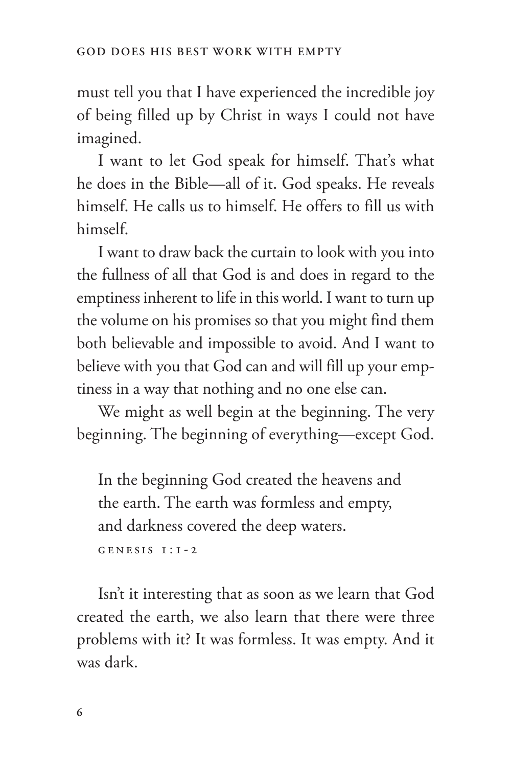must tell you that I have experienced the incredible joy of being filled up by Christ in ways I could not have imagined.

I want to let God speak for himself. That's what he does in the Bible—all of it. God speaks. He reveals himself. He calls us to himself. He offers to fill us with himself.

I want to draw back the curtain to look with you into the fullness of all that God is and does in regard to the emptiness inherent to life in this world. I want to turn up the volume on his promises so that you might find them both believable and impossible to avoid. And I want to believe with you that God can and will fill up your emptiness in a way that nothing and no one else can.

We might as well begin at the beginning. The very beginning. The beginning of everything—except God.

> In the beginning God created the heavens and the earth. The earth was formless and empty, and darkness covered the deep waters.
>
> GENESIS 1:1-2

Isn't it interesting that as soon as we learn that God created the earth, we also learn that there were three problems with it? It was formless. It was empty. And it was dark.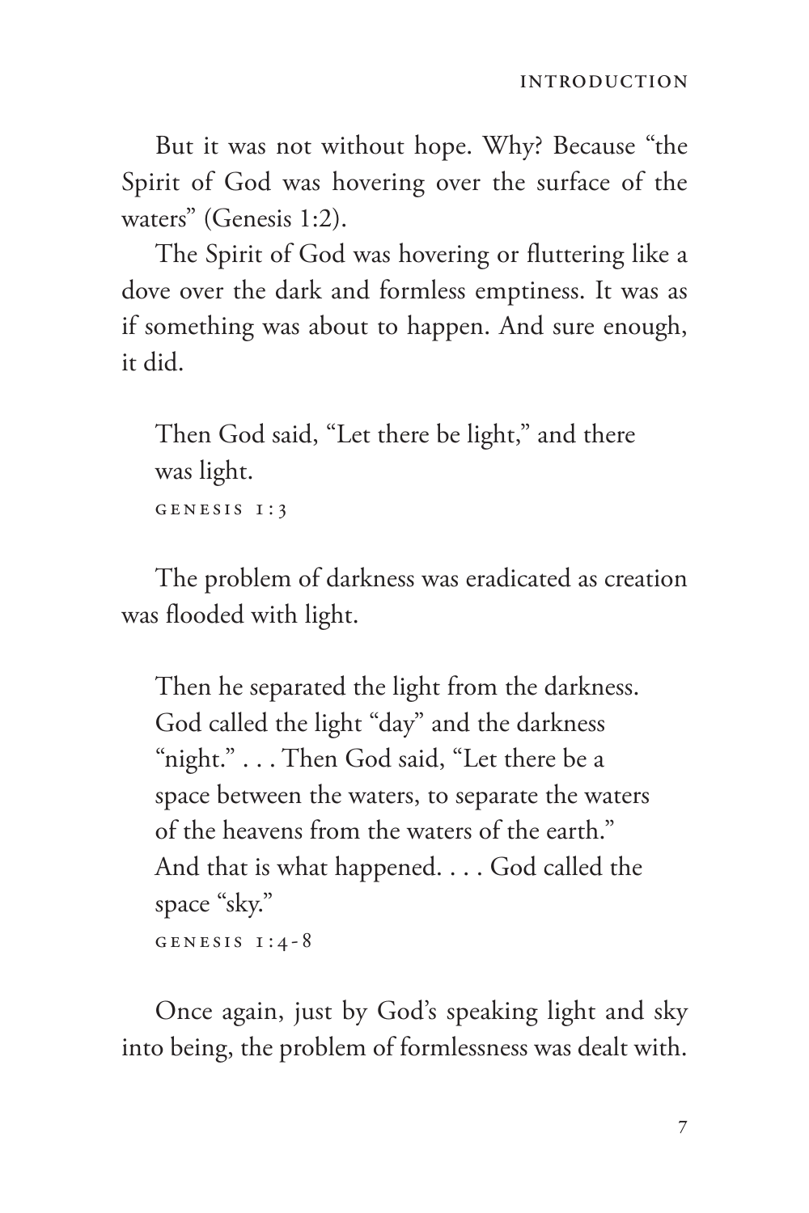But it was not without hope. Why? Because "the Spirit of God was hovering over the surface of the waters" (Genesis 1:2).

The Spirit of God was hovering or fluttering like a dove over the dark and formless emptiness. It was as if something was about to happen. And sure enough, it did.

> Then God said, "Let there be light," and there was light.
>
> GENESIS 1:3

The problem of darkness was eradicated as creation was flooded with light.

> Then he separated the light from the darkness. God called the light "day" and the darkness "night." . . . Then God said, "Let there be a space between the waters, to separate the waters of the heavens from the waters of the earth." And that is what happened. . . . God called the space "sky."
>
> GENESIS 1:4-8

Once again, just by God's speaking light and sky into being, the problem of formlessness was dealt with.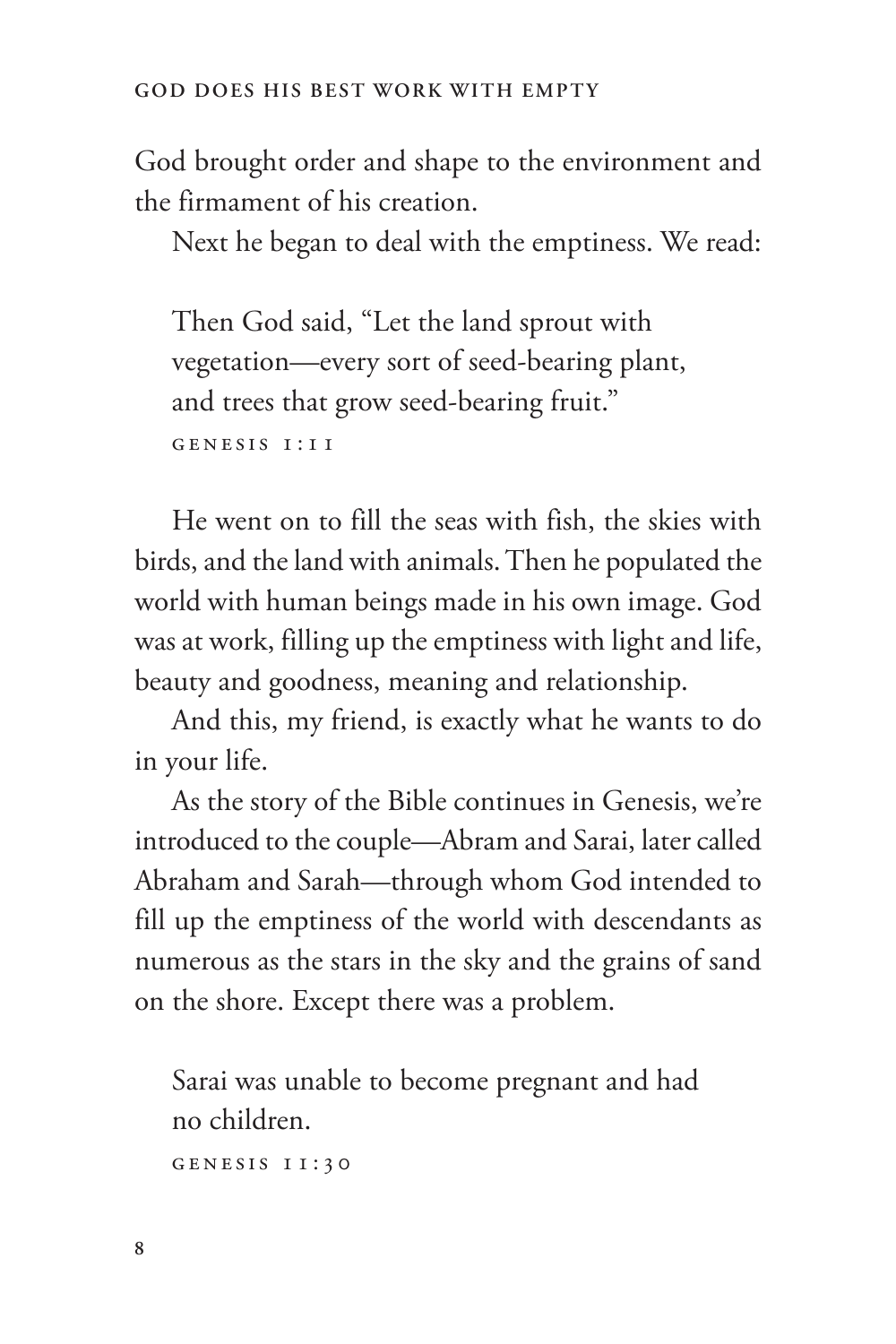God brought order and shape to the environment and the firmament of his creation.

Next he began to deal with the emptiness. We read:

> Then God said, "Let the land sprout with vegetation—every sort of seed-bearing plant, and trees that grow seed-bearing fruit."
>
> GENESIS 1:11

He went on to fill the seas with fish, the skies with birds, and the land with animals. Then he populated the world with human beings made in his own image. God was at work, filling up the emptiness with light and life, beauty and goodness, meaning and relationship.

And this, my friend, is exactly what he wants to do in your life.

As the story of the Bible continues in Genesis, we're introduced to the couple—Abram and Sarai, later called Abraham and Sarah—through whom God intended to fill up the emptiness of the world with descendants as numerous as the stars in the sky and the grains of sand on the shore. Except there was a problem.

> Sarai was unable to become pregnant and had no children.
>
> GENESIS 11:30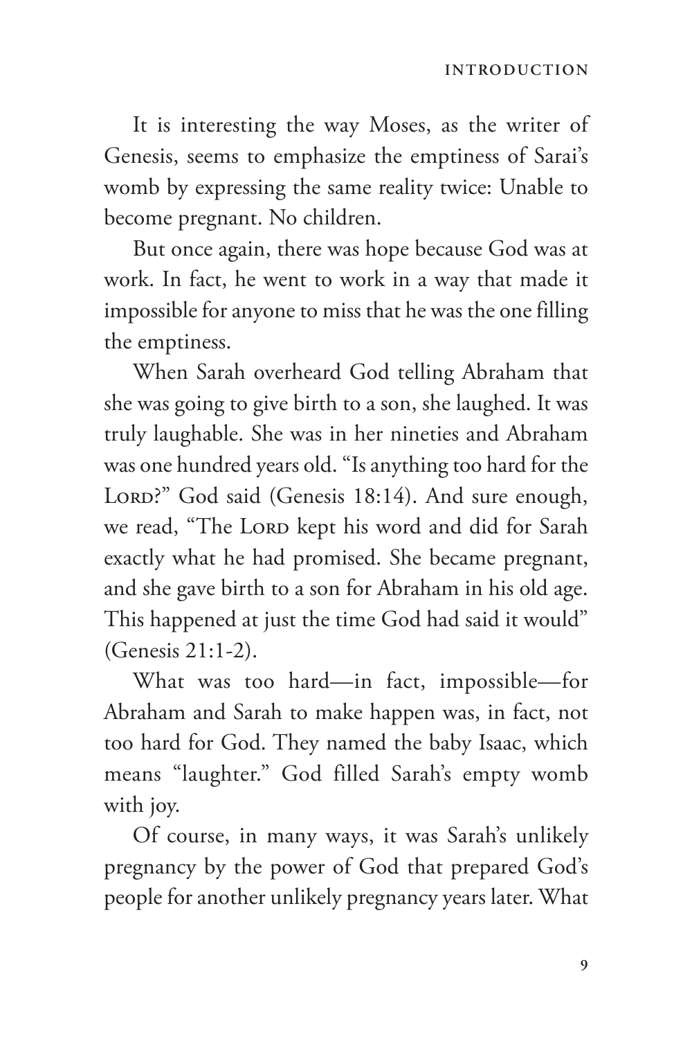It is interesting the way Moses, as the writer of Genesis, seems to emphasize the emptiness of Sarai's womb by expressing the same reality twice: Unable to become pregnant. No children.

But once again, there was hope because God was at work. In fact, he went to work in a way that made it impossible for anyone to miss that he was the one filling the emptiness.

When Sarah overheard God telling Abraham that she was going to give birth to a son, she laughed. It was truly laughable. She was in her nineties and Abraham was one hundred years old. "Is anything too hard for the LORD?" God said (Genesis 18:14). And sure enough, we read, "The LORD kept his word and did for Sarah exactly what he had promised. She became pregnant, and she gave birth to a son for Abraham in his old age. This happened at just the time God had said it would" (Genesis 21:1-2).

What was too hard—in fact, impossible—for Abraham and Sarah to make happen was, in fact, not too hard for God. They named the baby Isaac, which means "laughter." God filled Sarah's empty womb with joy.

Of course, in many ways, it was Sarah's unlikely pregnancy by the power of God that prepared God's people for another unlikely pregnancy years later. What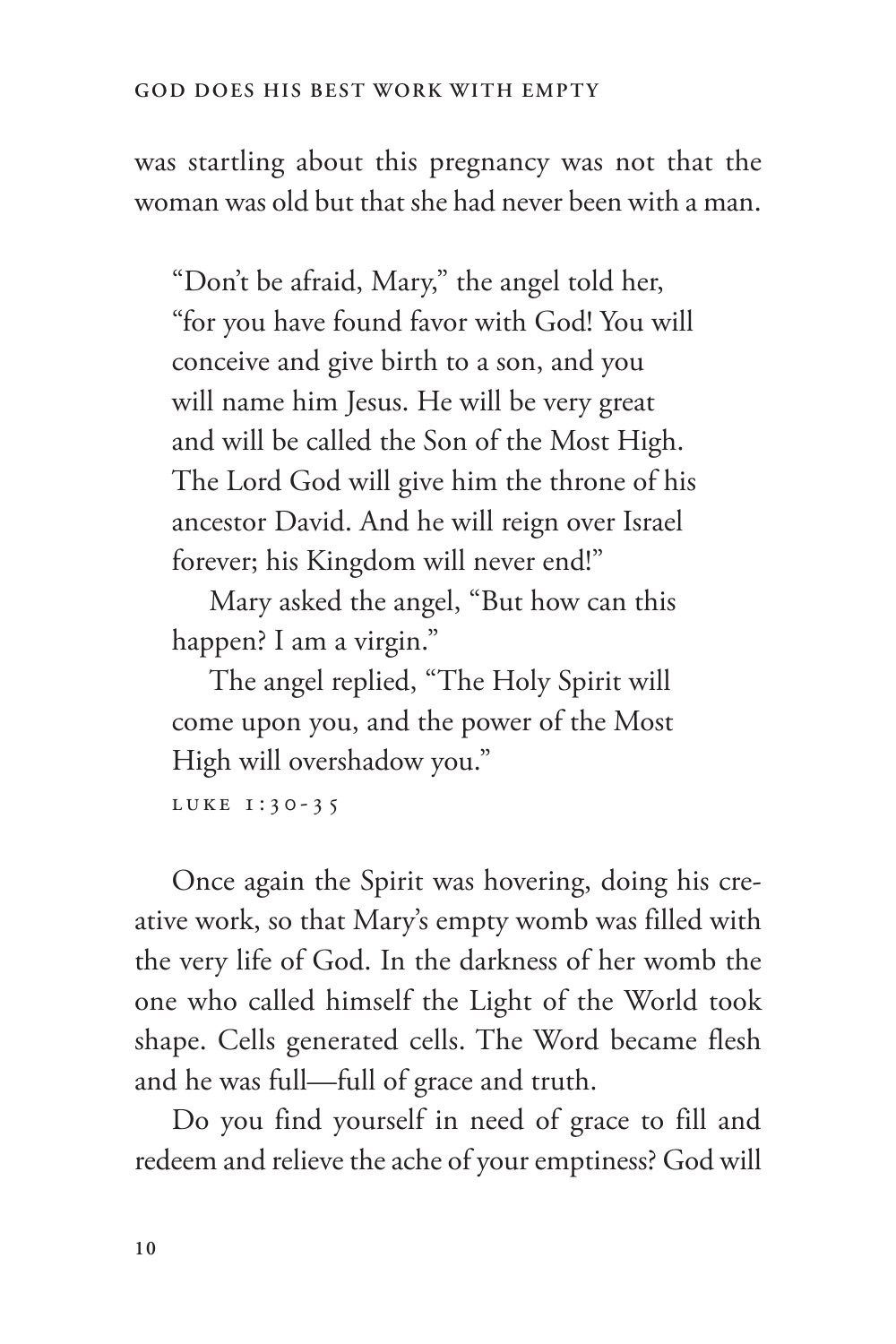was startling about this pregnancy was not that the woman was old but that she had never been with a man.

> "Don't be afraid, Mary," the angel told her, "for you have found favor with God! You will conceive and give birth to a son, and you will name him Jesus. He will be very great and will be called the Son of the Most High. The Lord God will give him the throne of his ancestor David. And he will reign over Israel forever; his Kingdom will never end!"
>
> Mary asked the angel, "But how can this happen? I am a virgin."
>
> The angel replied, "The Holy Spirit will come upon you, and the power of the Most High will overshadow you."
>
> LUKE 1:30-35

Once again the Spirit was hovering, doing his creative work, so that Mary's empty womb was filled with the very life of God. In the darkness of her womb the one who called himself the Light of the World took shape. Cells generated cells. The Word became flesh and he was full—full of grace and truth.

Do you find yourself in need of grace to fill and redeem and relieve the ache of your emptiness? God will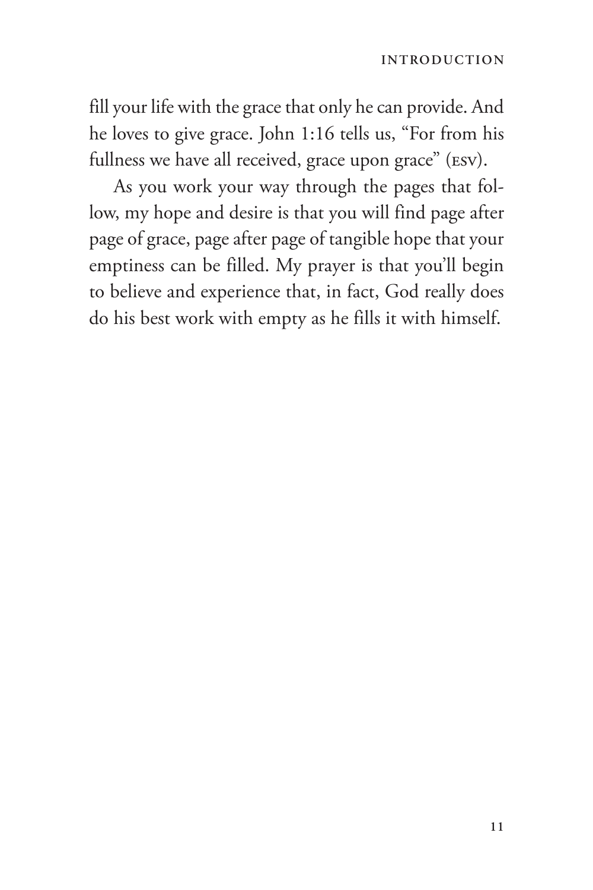fill your life with the grace that only he can provide. And he loves to give grace. John 1:16 tells us, "For from his fullness we have all received, grace upon grace" (ESV).

As you work your way through the pages that follow, my hope and desire is that you will find page after page of grace, page after page of tangible hope that your emptiness can be filled. My prayer is that you'll begin to believe and experience that, in fact, God really does do his best work with empty as he fills it with himself.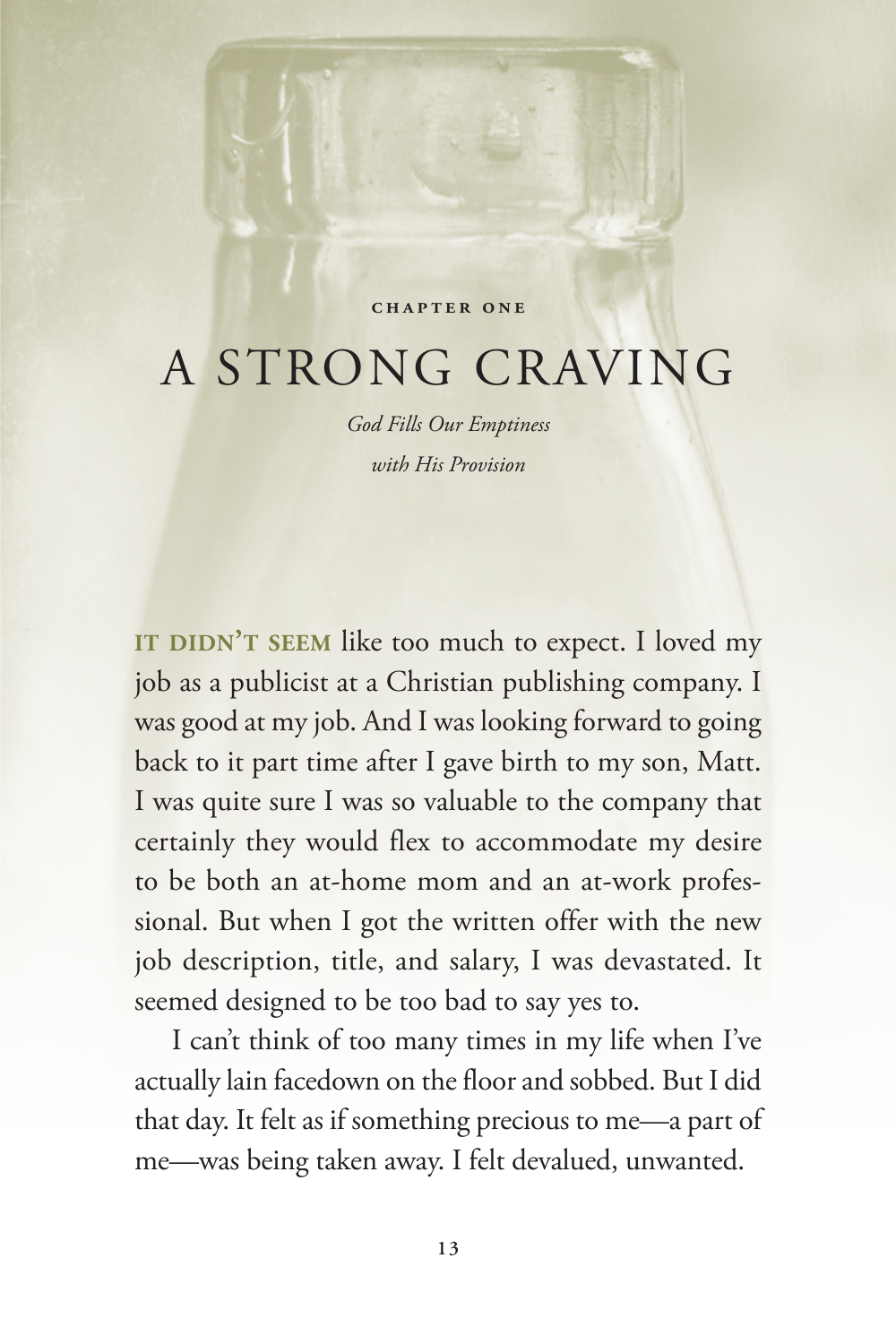CHAPTER ONE

# A STRONG CRAVING

*God Fills Our Emptiness with His Provision*

**IT DIDN'T SEEM** like too much to expect. I loved my job as a publicist at a Christian publishing company. I was good at my job. And I was looking forward to going back to it part time after I gave birth to my son, Matt. I was quite sure I was so valuable to the company that certainly they would flex to accommodate my desire to be both an at-home mom and an at-work professional. But when I got the written offer with the new job description, title, and salary, I was devastated. It seemed designed to be too bad to say yes to.

I can't think of too many times in my life when I've actually lain facedown on the floor and sobbed. But I did that day. It felt as if something precious to me—a part of me—was being taken away. I felt devalued, unwanted.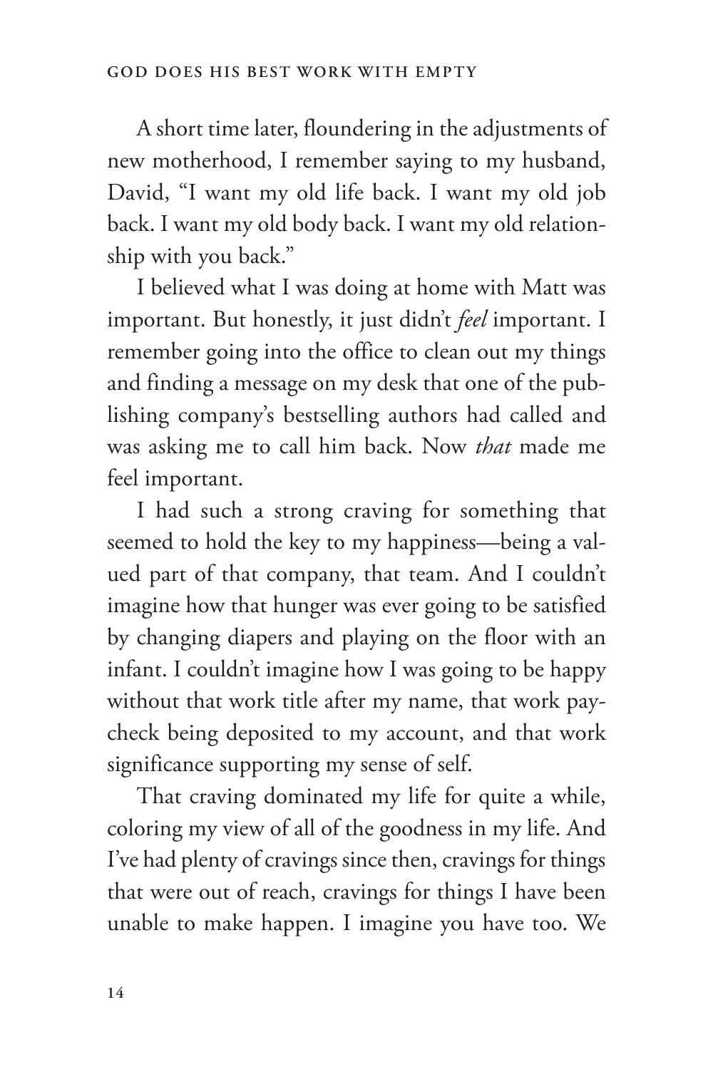A short time later, floundering in the adjustments of new motherhood, I remember saying to my husband, David, "I want my old life back. I want my old job back. I want my old body back. I want my old relationship with you back."

I believed what I was doing at home with Matt was important. But honestly, it just didn't *feel* important. I remember going into the office to clean out my things and finding a message on my desk that one of the publishing company's bestselling authors had called and was asking me to call him back. Now *that* made me feel important.

I had such a strong craving for something that seemed to hold the key to my happiness—being a valued part of that company, that team. And I couldn't imagine how that hunger was ever going to be satisfied by changing diapers and playing on the floor with an infant. I couldn't imagine how I was going to be happy without that work title after my name, that work paycheck being deposited to my account, and that work significance supporting my sense of self.

That craving dominated my life for quite a while, coloring my view of all of the goodness in my life. And I've had plenty of cravings since then, cravings for things that were out of reach, cravings for things I have been unable to make happen. I imagine you have too. We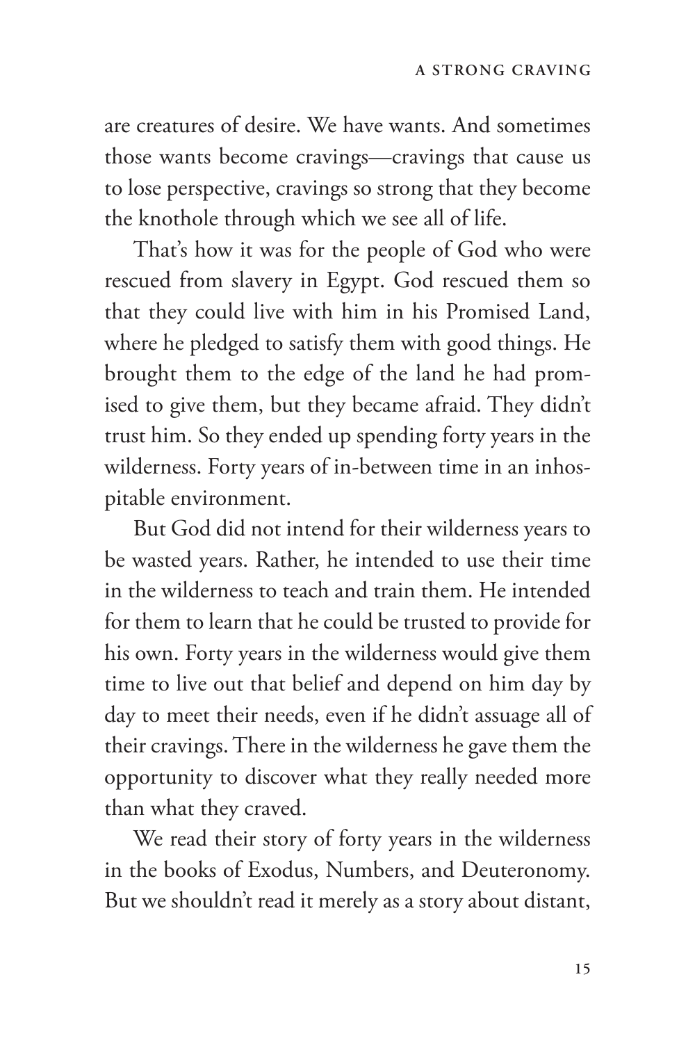are creatures of desire. We have wants. And sometimes those wants become cravings—cravings that cause us to lose perspective, cravings so strong that they become the knothole through which we see all of life.

That's how it was for the people of God who were rescued from slavery in Egypt. God rescued them so that they could live with him in his Promised Land, where he pledged to satisfy them with good things. He brought them to the edge of the land he had promised to give them, but they became afraid. They didn't trust him. So they ended up spending forty years in the wilderness. Forty years of in-between time in an inhospitable environment.

But God did not intend for their wilderness years to be wasted years. Rather, he intended to use their time in the wilderness to teach and train them. He intended for them to learn that he could be trusted to provide for his own. Forty years in the wilderness would give them time to live out that belief and depend on him day by day to meet their needs, even if he didn't assuage all of their cravings. There in the wilderness he gave them the opportunity to discover what they really needed more than what they craved.

We read their story of forty years in the wilderness in the books of Exodus, Numbers, and Deuteronomy. But we shouldn't read it merely as a story about distant,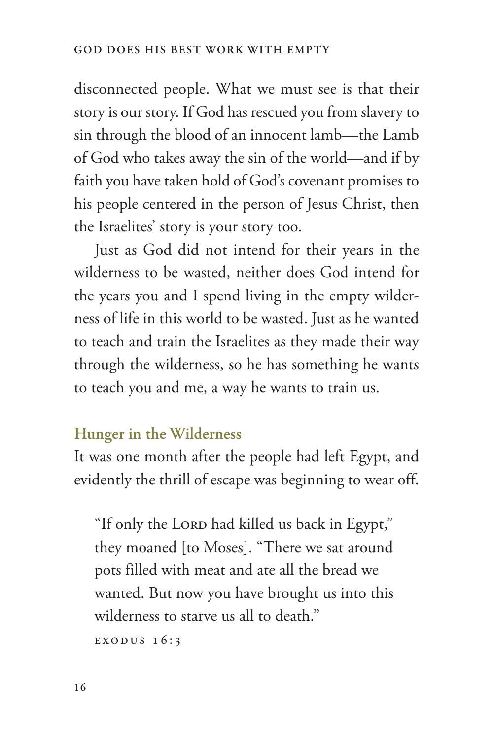disconnected people. What we must see is that their story is our story. If God has rescued you from slavery to sin through the blood of an innocent lamb—the Lamb of God who takes away the sin of the world—and if by faith you have taken hold of God's covenant promises to his people centered in the person of Jesus Christ, then the Israelites' story is your story too.

Just as God did not intend for their years in the wilderness to be wasted, neither does God intend for the years you and I spend living in the empty wilderness of life in this world to be wasted. Just as he wanted to teach and train the Israelites as they made their way through the wilderness, so he has something he wants to teach you and me, a way he wants to train us.

### Hunger in the Wilderness

It was one month after the people had left Egypt, and evidently the thrill of escape was beginning to wear off.

> "If only the Lord had killed us back in Egypt," they moaned [to Moses]. "There we sat around pots filled with meat and ate all the bread we wanted. But now you have brought us into this wilderness to starve us all to death."
>
> Exodus 16:3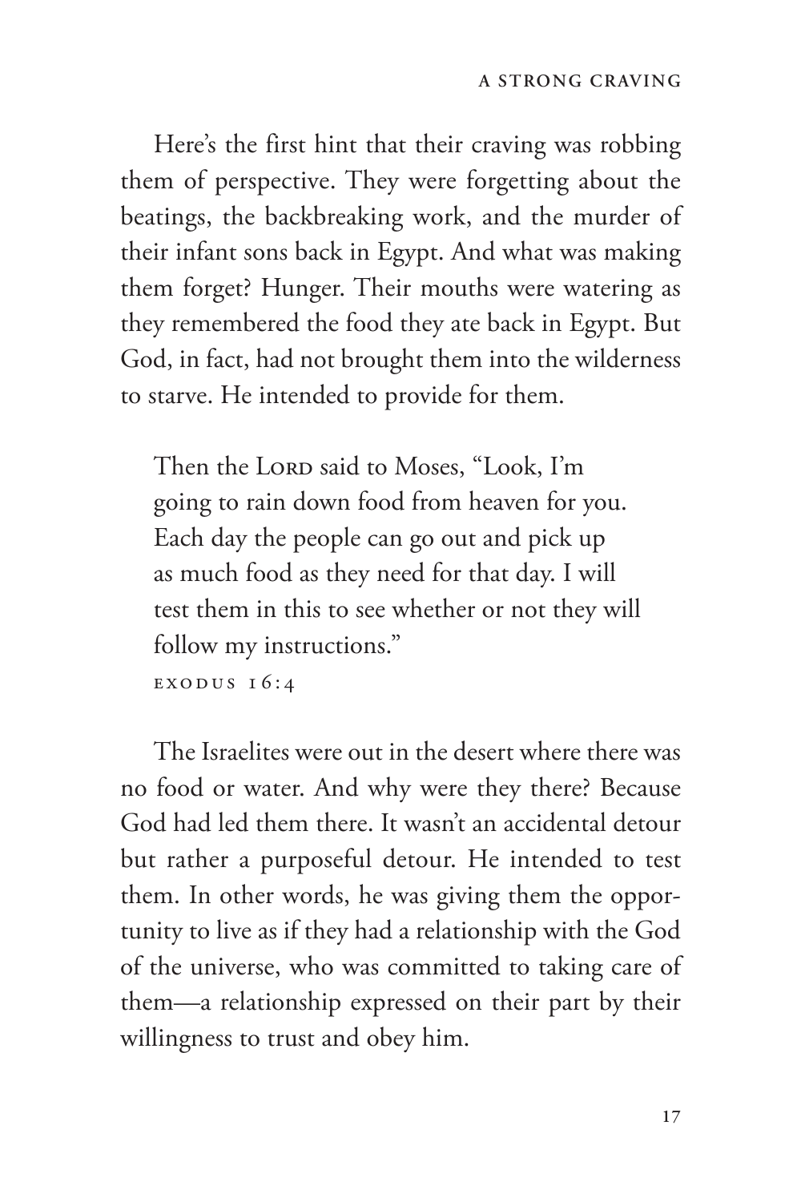Here's the first hint that their craving was robbing them of perspective. They were forgetting about the beatings, the backbreaking work, and the murder of their infant sons back in Egypt. And what was making them forget? Hunger. Their mouths were watering as they remembered the food they ate back in Egypt. But God, in fact, had not brought them into the wilderness to starve. He intended to provide for them.

> Then the Lord said to Moses, "Look, I'm going to rain down food from heaven for you. Each day the people can go out and pick up as much food as they need for that day. I will test them in this to see whether or not they will follow my instructions."
>
> EXODUS 16:4

The Israelites were out in the desert where there was no food or water. And why were they there? Because God had led them there. It wasn't an accidental detour but rather a purposeful detour. He intended to test them. In other words, he was giving them the opportunity to live as if they had a relationship with the God of the universe, who was committed to taking care of them—a relationship expressed on their part by their willingness to trust and obey him.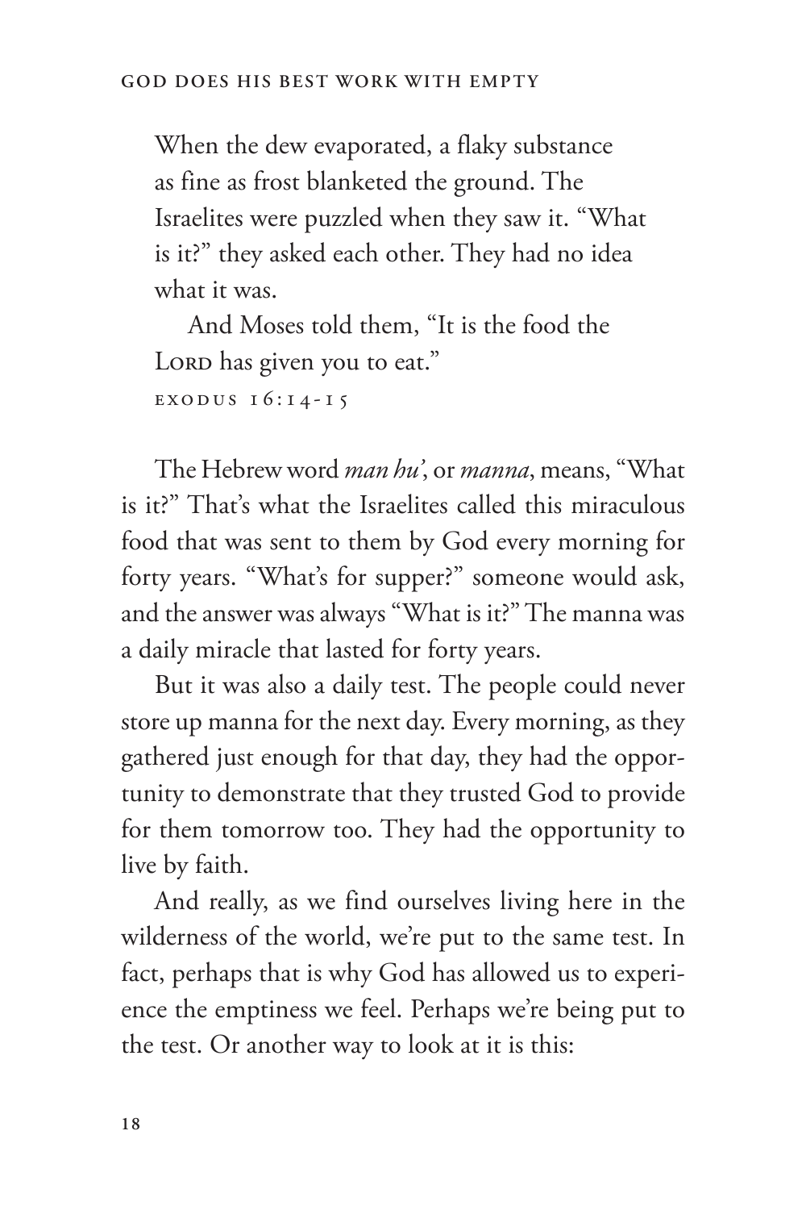> When the dew evaporated, a flaky substance as fine as frost blanketed the ground. The Israelites were puzzled when they saw it. "What is it?" they asked each other. They had no idea what it was.
>
> And Moses told them, "It is the food the Lord has given you to eat."
>
> Exodus 16:14-15

The Hebrew word *man hu'*, or *manna*, means, "What is it?" That's what the Israelites called this miraculous food that was sent to them by God every morning for forty years. "What's for supper?" someone would ask, and the answer was always "What is it?" The manna was a daily miracle that lasted for forty years.

But it was also a daily test. The people could never store up manna for the next day. Every morning, as they gathered just enough for that day, they had the opportunity to demonstrate that they trusted God to provide for them tomorrow too. They had the opportunity to live by faith.

And really, as we find ourselves living here in the wilderness of the world, we're put to the same test. In fact, perhaps that is why God has allowed us to experience the emptiness we feel. Perhaps we're being put to the test. Or another way to look at it is this: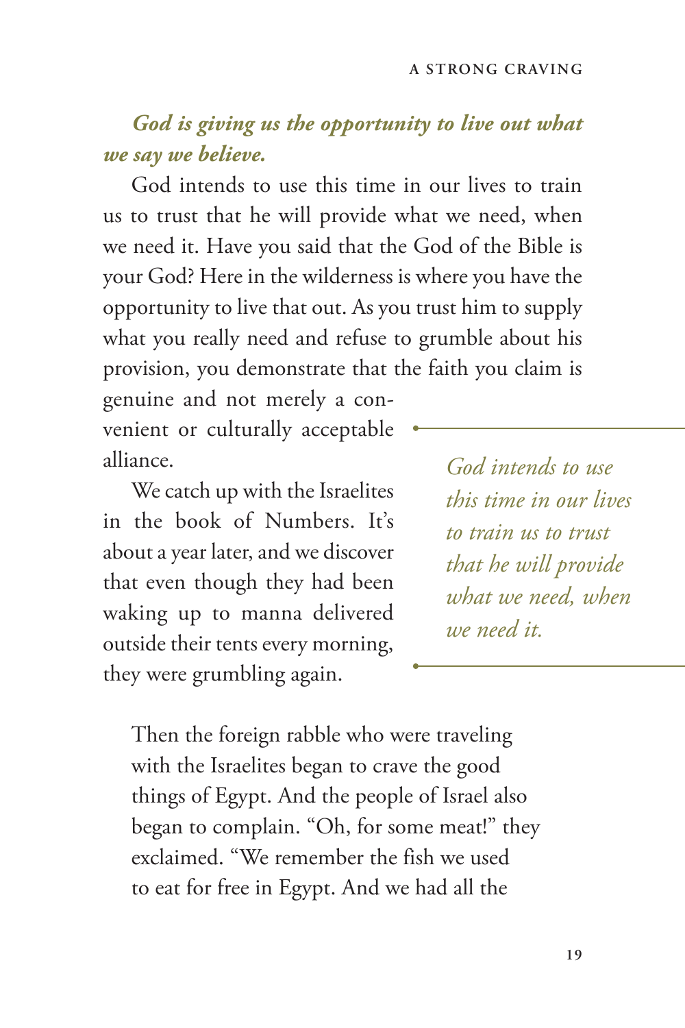***God is giving us the opportunity to live out what we say we believe.***

God intends to use this time in our lives to train us to trust that he will provide what we need, when we need it. Have you said that the God of the Bible is your God? Here in the wilderness is where you have the opportunity to live that out. As you trust him to supply what you really need and refuse to grumble about his provision, you demonstrate that the faith you claim is genuine and not merely a convenient or culturally acceptable alliance.

*God intends to use this time in our lives to train us to trust that he will provide what we need, when we need it.*

We catch up with the Israelites in the book of Numbers. It's about a year later, and we discover that even though they had been waking up to manna delivered outside their tents every morning, they were grumbling again.

> Then the foreign rabble who were traveling with the Israelites began to crave the good things of Egypt. And the people of Israel also began to complain. "Oh, for some meat!" they exclaimed. "We remember the fish we used to eat for free in Egypt. And we had all the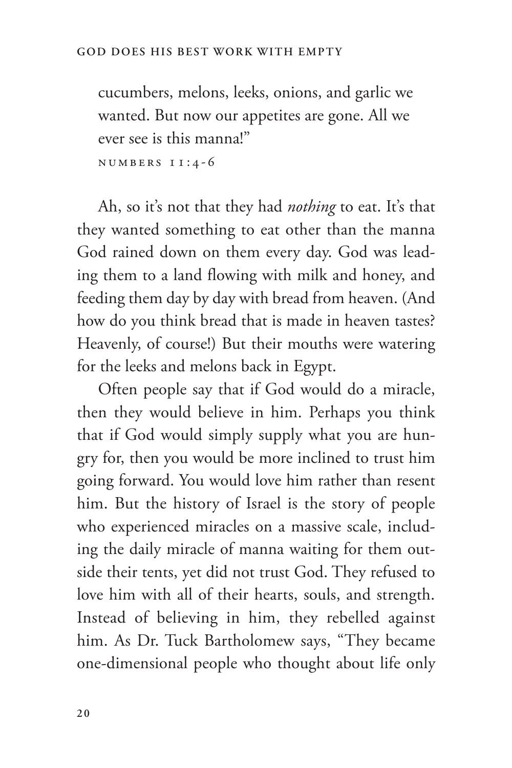cucumbers, melons, leeks, onions, and garlic we wanted. But now our appetites are gone. All we ever see is this manna!"

NUMBERS 11:4-6

Ah, so it's not that they had *nothing* to eat. It's that they wanted something to eat other than the manna God rained down on them every day. God was leading them to a land flowing with milk and honey, and feeding them day by day with bread from heaven. (And how do you think bread that is made in heaven tastes? Heavenly, of course!) But their mouths were watering for the leeks and melons back in Egypt.

Often people say that if God would do a miracle, then they would believe in him. Perhaps you think that if God would simply supply what you are hungry for, then you would be more inclined to trust him going forward. You would love him rather than resent him. But the history of Israel is the story of people who experienced miracles on a massive scale, including the daily miracle of manna waiting for them outside their tents, yet did not trust God. They refused to love him with all of their hearts, souls, and strength. Instead of believing in him, they rebelled against him. As Dr. Tuck Bartholomew says, "They became one-dimensional people who thought about life only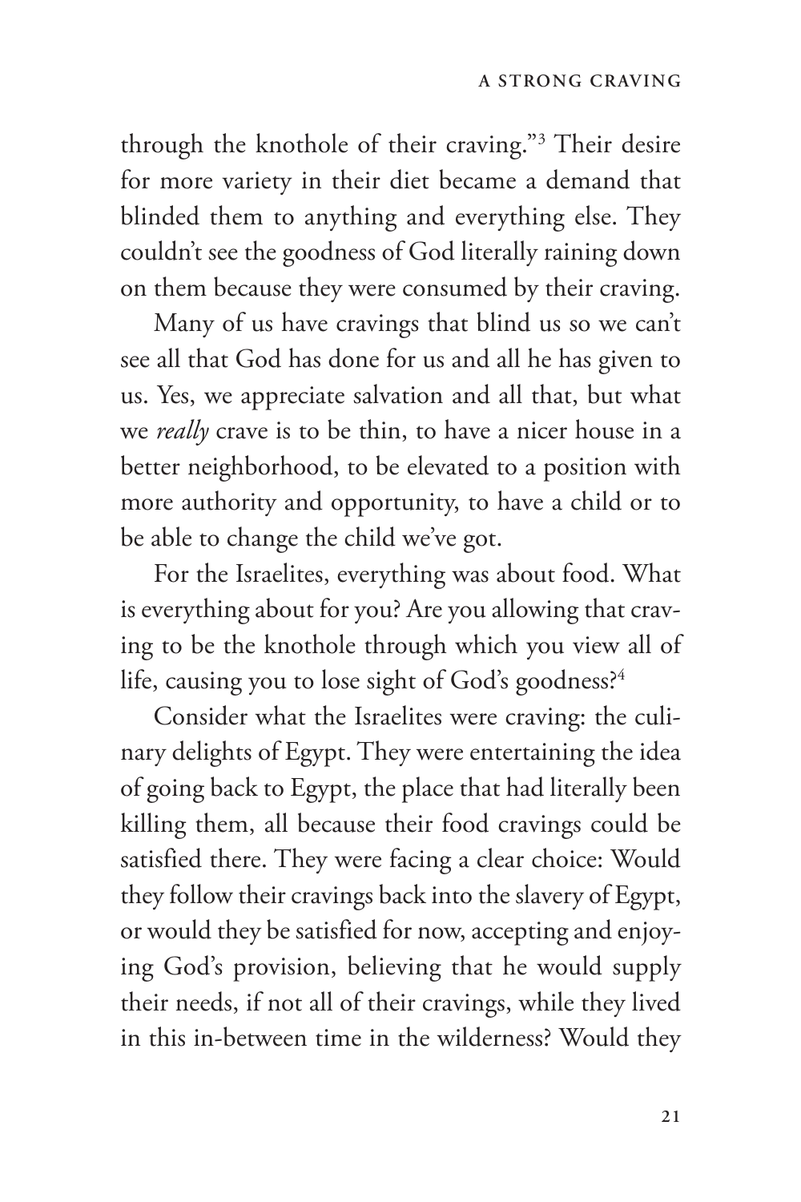through the knothole of their craving."[3] Their desire for more variety in their diet became a demand that blinded them to anything and everything else. They couldn't see the goodness of God literally raining down on them because they were consumed by their craving.

Many of us have cravings that blind us so we can't see all that God has done for us and all he has given to us. Yes, we appreciate salvation and all that, but what we *really* crave is to be thin, to have a nicer house in a better neighborhood, to be elevated to a position with more authority and opportunity, to have a child or to be able to change the child we've got.

For the Israelites, everything was about food. What is everything about for you? Are you allowing that craving to be the knothole through which you view all of life, causing you to lose sight of God's goodness?[4]

Consider what the Israelites were craving: the culinary delights of Egypt. They were entertaining the idea of going back to Egypt, the place that had literally been killing them, all because their food cravings could be satisfied there. They were facing a clear choice: Would they follow their cravings back into the slavery of Egypt, or would they be satisfied for now, accepting and enjoying God's provision, believing that he would supply their needs, if not all of their cravings, while they lived in this in-between time in the wilderness? Would they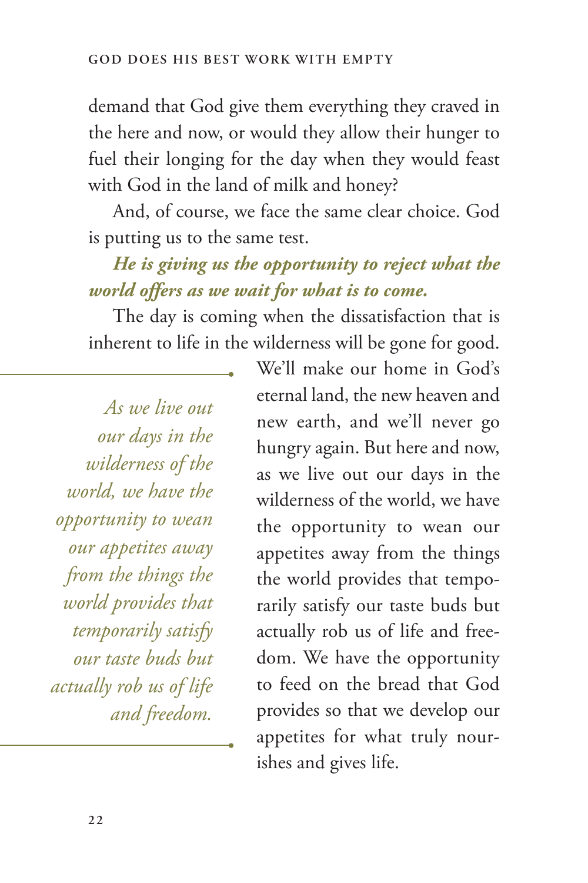demand that God give them everything they craved in the here and now, or would they allow their hunger to fuel their longing for the day when they would feast with God in the land of milk and honey?

And, of course, we face the same clear choice. God is putting us to the same test.

***He is giving us the opportunity to reject what the world offers as we wait for what is to come.***

The day is coming when the dissatisfaction that is inherent to life in the wilderness will be gone for good. We'll make our home in God's eternal land, the new heaven and new earth, and we'll never go hungry again. But here and now, as we live out our days in the wilderness of the world, we have the opportunity to wean our appetites away from the things the world provides that temporarily satisfy our taste buds but actually rob us of life and freedom. We have the opportunity to feed on the bread that God provides so that we develop our appetites for what truly nourishes and gives life.

> *As we live out our days in the wilderness of the world, we have the opportunity to wean our appetites away from the things the world provides that temporarily satisfy our taste buds but actually rob us of life and freedom.*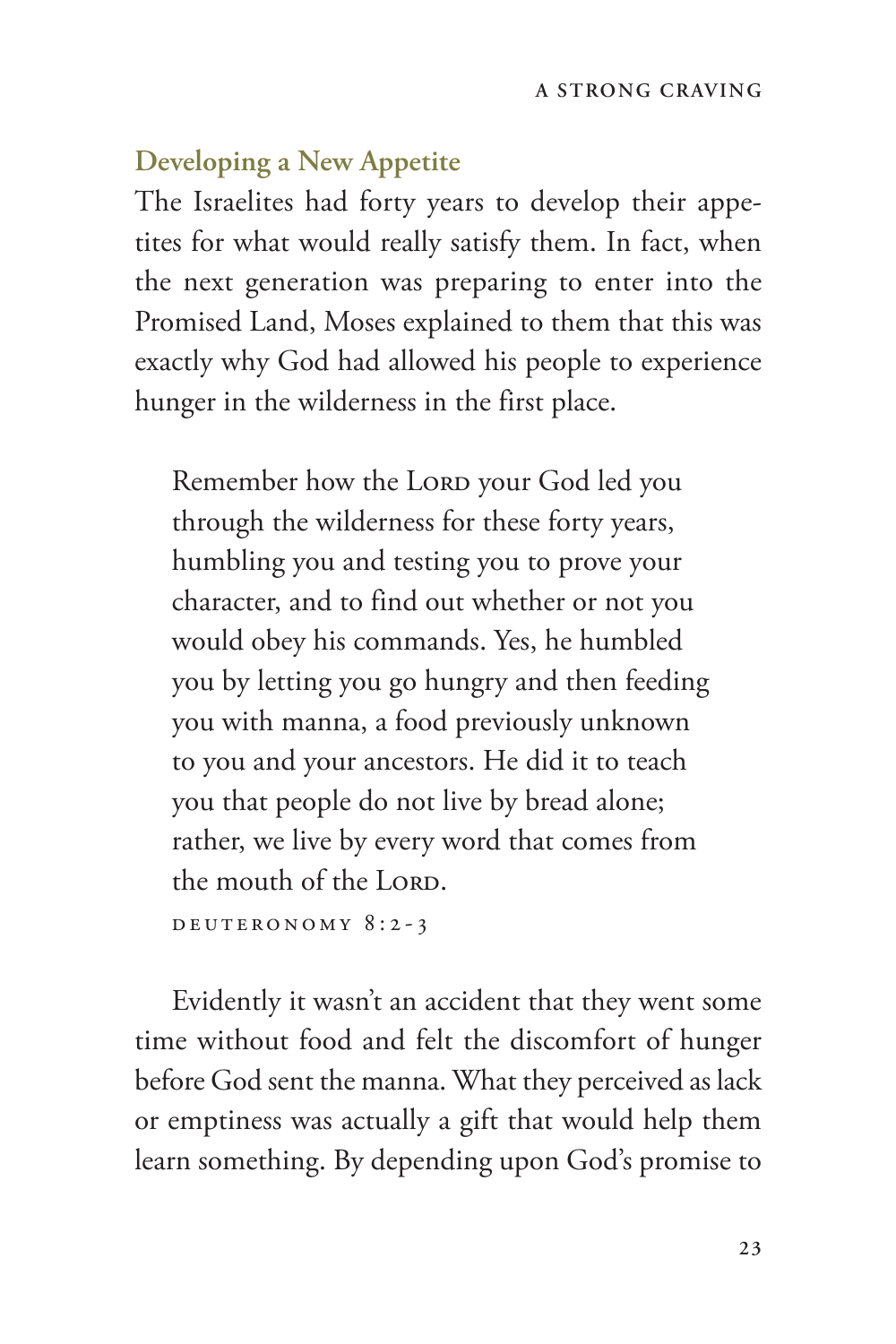## Developing a New Appetite

The Israelites had forty years to develop their appetites for what would really satisfy them. In fact, when the next generation was preparing to enter into the Promised Land, Moses explained to them that this was exactly why God had allowed his people to experience hunger in the wilderness in the first place.

> Remember how the Lord your God led you through the wilderness for these forty years, humbling you and testing you to prove your character, and to find out whether or not you would obey his commands. Yes, he humbled you by letting you go hungry and then feeding you with manna, a food previously unknown to you and your ancestors. He did it to teach you that people do not live by bread alone; rather, we live by every word that comes from the mouth of the Lord.
>
> DEUTERONOMY 8:2-3

Evidently it wasn't an accident that they went some time without food and felt the discomfort of hunger before God sent the manna. What they perceived as lack or emptiness was actually a gift that would help them learn something. By depending upon God's promise to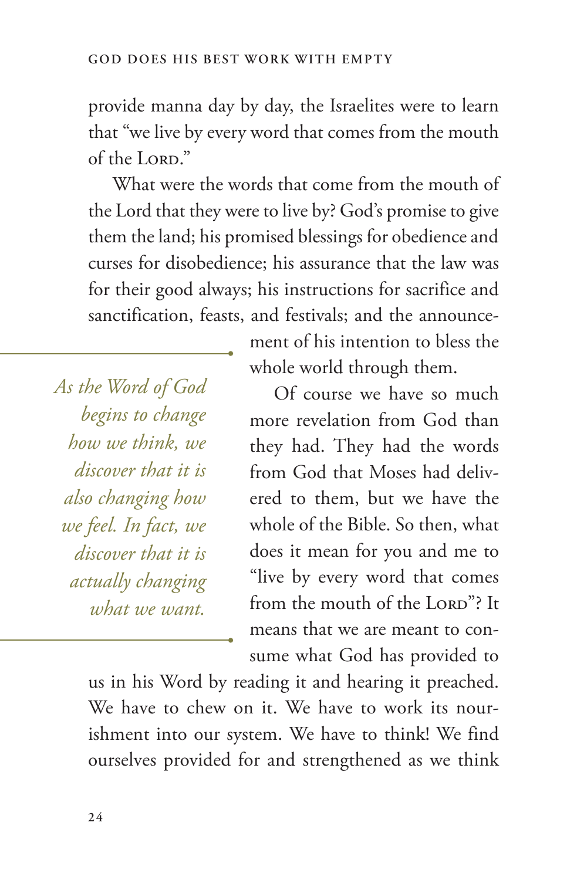provide manna day by day, the Israelites were to learn that "we live by every word that comes from the mouth of the LORD."

What were the words that come from the mouth of the Lord that they were to live by? God's promise to give them the land; his promised blessings for obedience and curses for disobedience; his assurance that the law was for their good always; his instructions for sacrifice and sanctification, feasts, and festivals; and the announcement of his intention to bless the whole world through them.

> *As the Word of God begins to change how we think, we discover that it is also changing how we feel. In fact, we discover that it is actually changing what we want.*

Of course we have so much more revelation from God than they had. They had the words from God that Moses had delivered to them, but we have the whole of the Bible. So then, what does it mean for you and me to "live by every word that comes from the mouth of the LORD"? It means that we are meant to consume what God has provided to us in his Word by reading it and hearing it preached. We have to chew on it. We have to work its nourishment into our system. We have to think! We find ourselves provided for and strengthened as we think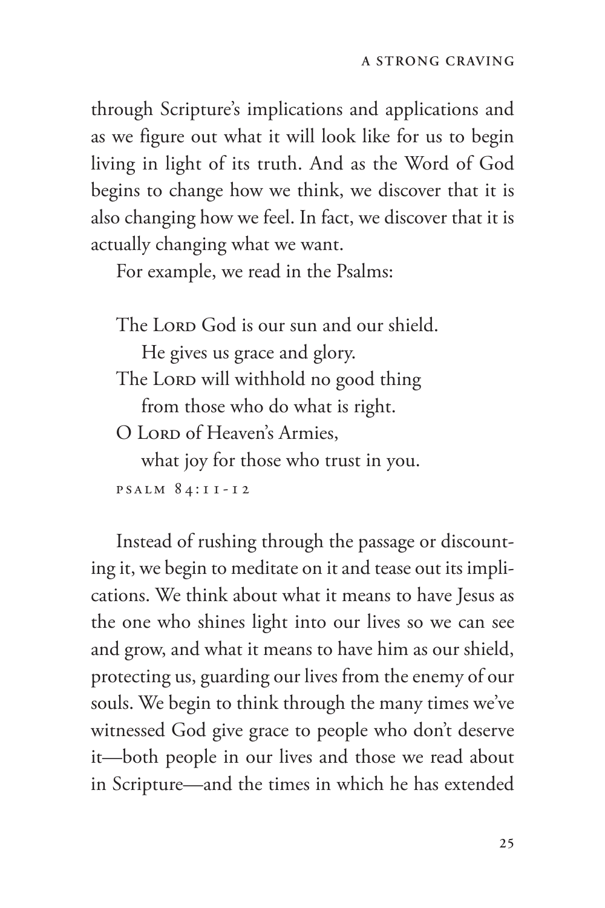through Scripture's implications and applications and as we figure out what it will look like for us to begin living in light of its truth. And as the Word of God begins to change how we think, we discover that it is also changing how we feel. In fact, we discover that it is actually changing what we want.

For example, we read in the Psalms:

> The Lord God is our sun and our shield.
> He gives us grace and glory.
> The Lord will withhold no good thing
> from those who do what is right.
> O Lord of Heaven's Armies,
> what joy for those who trust in you.
>
> PSALM 84:11-12

Instead of rushing through the passage or discounting it, we begin to meditate on it and tease out its implications. We think about what it means to have Jesus as the one who shines light into our lives so we can see and grow, and what it means to have him as our shield, protecting us, guarding our lives from the enemy of our souls. We begin to think through the many times we've witnessed God give grace to people who don't deserve it—both people in our lives and those we read about in Scripture—and the times in which he has extended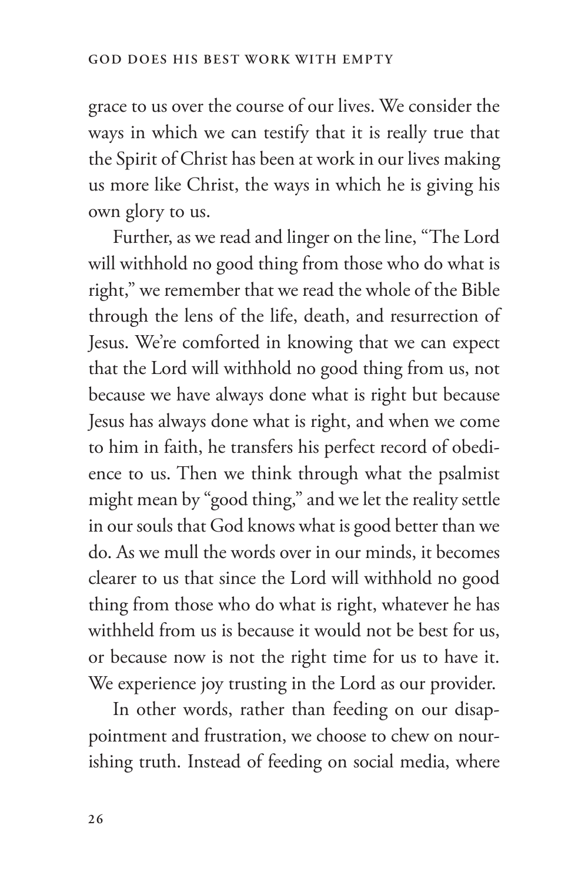grace to us over the course of our lives. We consider the ways in which we can testify that it is really true that the Spirit of Christ has been at work in our lives making us more like Christ, the ways in which he is giving his own glory to us.

Further, as we read and linger on the line, "The Lord will withhold no good thing from those who do what is right," we remember that we read the whole of the Bible through the lens of the life, death, and resurrection of Jesus. We're comforted in knowing that we can expect that the Lord will withhold no good thing from us, not because we have always done what is right but because Jesus has always done what is right, and when we come to him in faith, he transfers his perfect record of obedience to us. Then we think through what the psalmist might mean by "good thing," and we let the reality settle in our souls that God knows what is good better than we do. As we mull the words over in our minds, it becomes clearer to us that since the Lord will withhold no good thing from those who do what is right, whatever he has withheld from us is because it would not be best for us, or because now is not the right time for us to have it. We experience joy trusting in the Lord as our provider.

In other words, rather than feeding on our disappointment and frustration, we choose to chew on nourishing truth. Instead of feeding on social media, where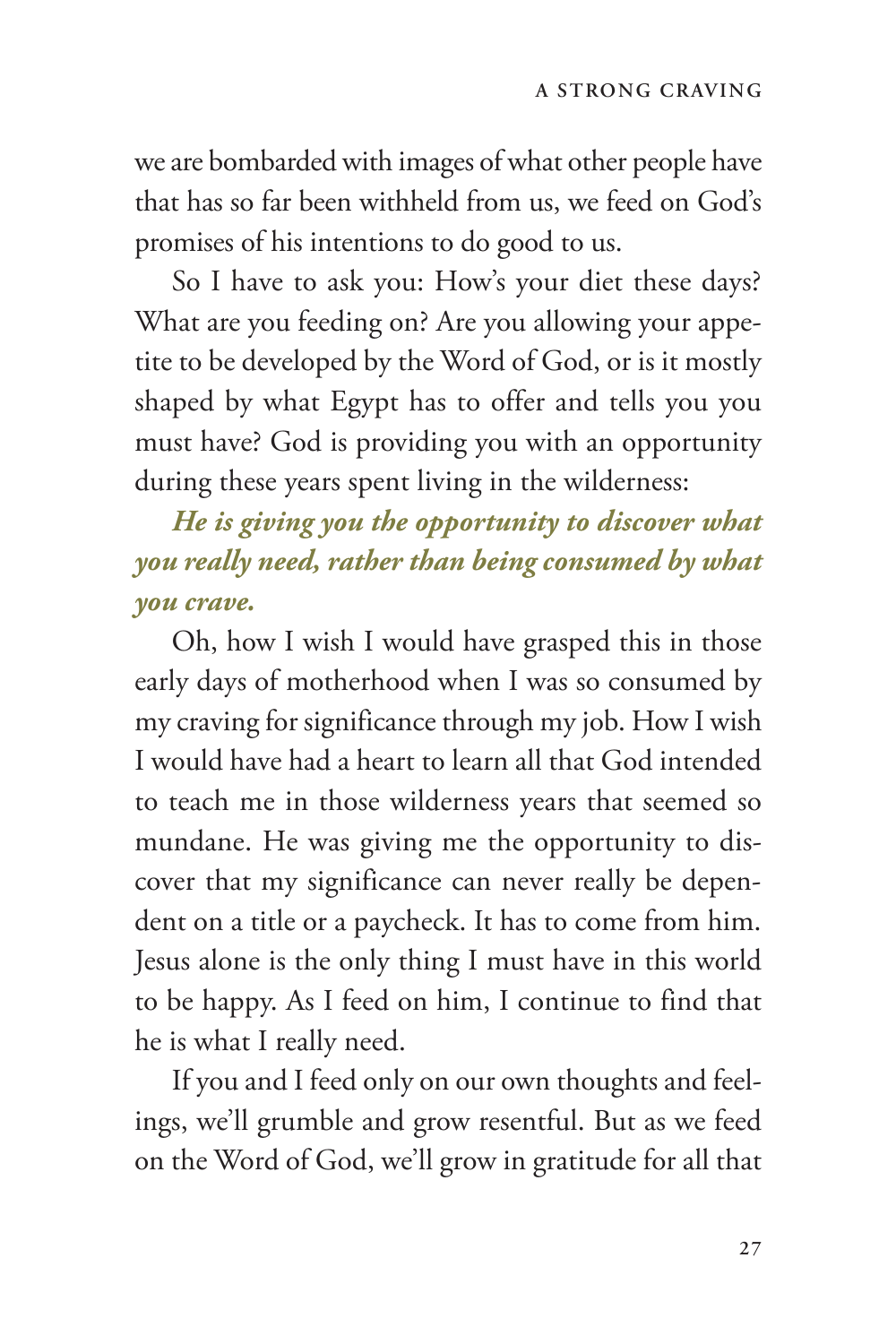we are bombarded with images of what other people have that has so far been withheld from us, we feed on God's promises of his intentions to do good to us.

So I have to ask you: How's your diet these days? What are you feeding on? Are you allowing your appetite to be developed by the Word of God, or is it mostly shaped by what Egypt has to offer and tells you you must have? God is providing you with an opportunity during these years spent living in the wilderness:

***He is giving you the opportunity to discover what you really need, rather than being consumed by what you crave.***

Oh, how I wish I would have grasped this in those early days of motherhood when I was so consumed by my craving for significance through my job. How I wish I would have had a heart to learn all that God intended to teach me in those wilderness years that seemed so mundane. He was giving me the opportunity to discover that my significance can never really be dependent on a title or a paycheck. It has to come from him. Jesus alone is the only thing I must have in this world to be happy. As I feed on him, I continue to find that he is what I really need.

If you and I feed only on our own thoughts and feelings, we'll grumble and grow resentful. But as we feed on the Word of God, we'll grow in gratitude for all that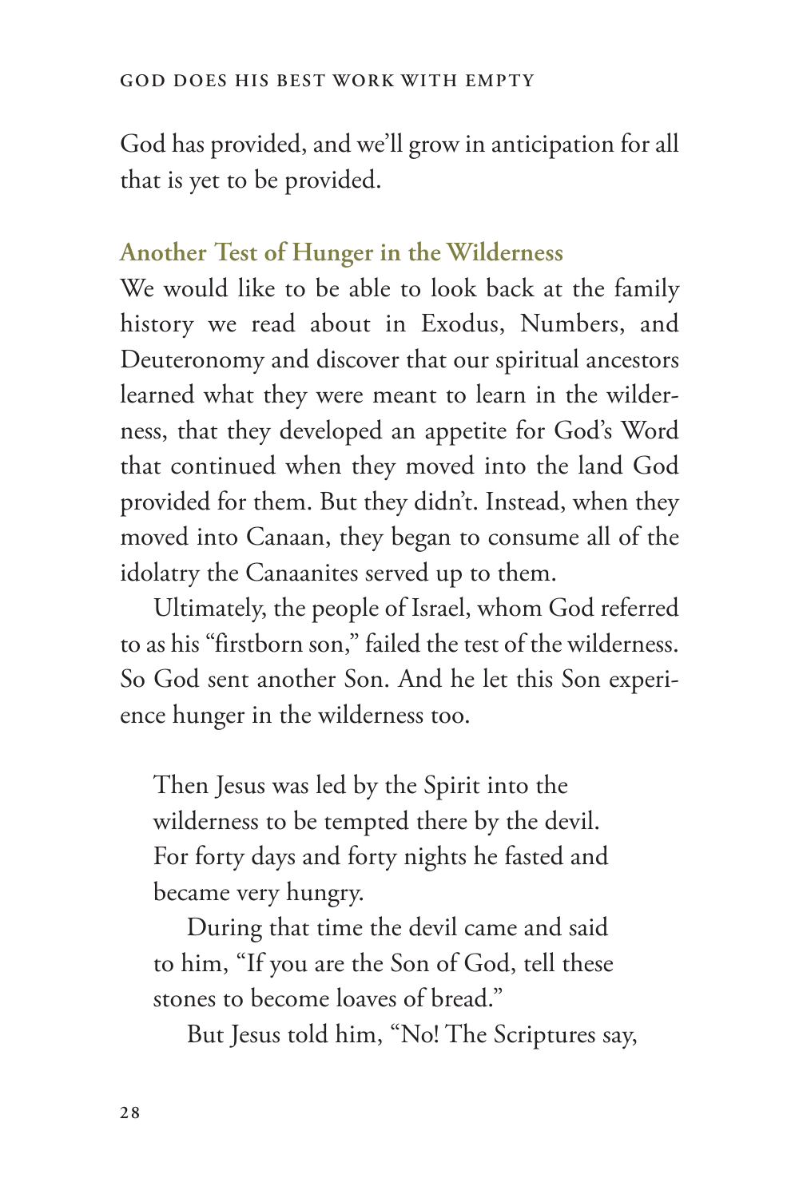God has provided, and we'll grow in anticipation for all that is yet to be provided.

### Another Test of Hunger in the Wilderness

We would like to be able to look back at the family history we read about in Exodus, Numbers, and Deuteronomy and discover that our spiritual ancestors learned what they were meant to learn in the wilderness, that they developed an appetite for God's Word that continued when they moved into the land God provided for them. But they didn't. Instead, when they moved into Canaan, they began to consume all of the idolatry the Canaanites served up to them.

Ultimately, the people of Israel, whom God referred to as his "firstborn son," failed the test of the wilderness. So God sent another Son. And he let this Son experience hunger in the wilderness too.

> Then Jesus was led by the Spirit into the wilderness to be tempted there by the devil. For forty days and forty nights he fasted and became very hungry.
>
> During that time the devil came and said to him, "If you are the Son of God, tell these stones to become loaves of bread."
>
> But Jesus told him, "No! The Scriptures say,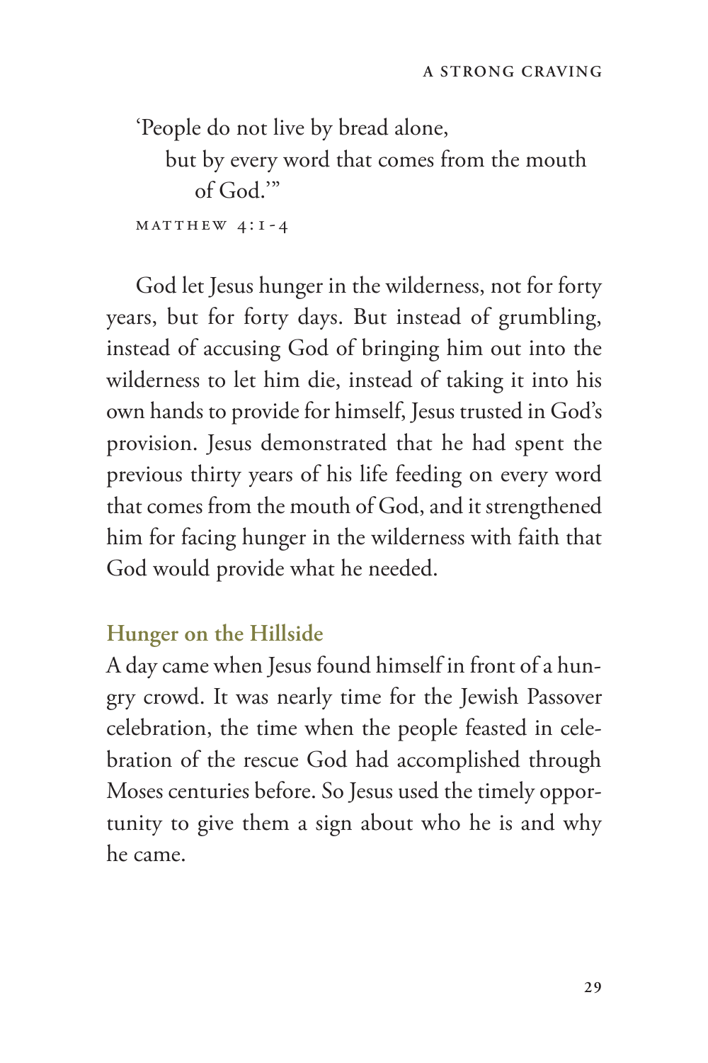'People do not live by bread alone,
    but by every word that comes from the mouth
        of God.'"

MATTHEW 4:1-4

God let Jesus hunger in the wilderness, not for forty years, but for forty days. But instead of grumbling, instead of accusing God of bringing him out into the wilderness to let him die, instead of taking it into his own hands to provide for himself, Jesus trusted in God's provision. Jesus demonstrated that he had spent the previous thirty years of his life feeding on every word that comes from the mouth of God, and it strengthened him for facing hunger in the wilderness with faith that God would provide what he needed.

## Hunger on the Hillside

A day came when Jesus found himself in front of a hungry crowd. It was nearly time for the Jewish Passover celebration, the time when the people feasted in celebration of the rescue God had accomplished through Moses centuries before. So Jesus used the timely opportunity to give them a sign about who he is and why he came.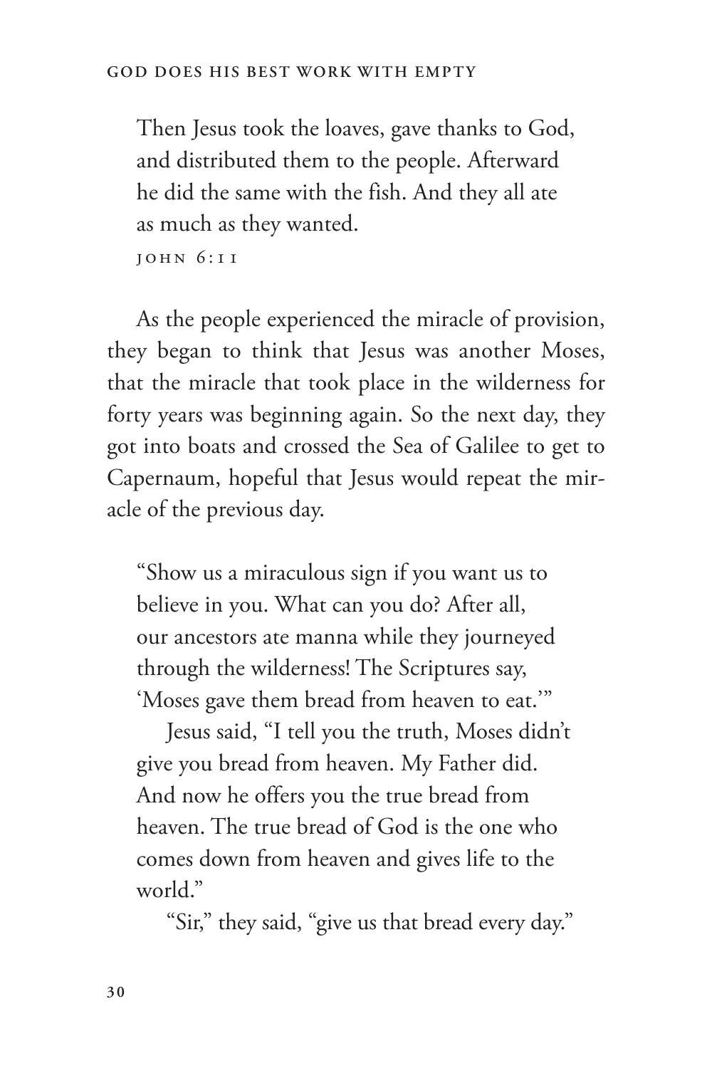> Then Jesus took the loaves, gave thanks to God, and distributed them to the people. Afterward he did the same with the fish. And they all ate as much as they wanted.
>
> JOHN 6:11

As the people experienced the miracle of provision, they began to think that Jesus was another Moses, that the miracle that took place in the wilderness for forty years was beginning again. So the next day, they got into boats and crossed the Sea of Galilee to get to Capernaum, hopeful that Jesus would repeat the miracle of the previous day.

> "Show us a miraculous sign if you want us to believe in you. What can you do? After all, our ancestors ate manna while they journeyed through the wilderness! The Scriptures say, 'Moses gave them bread from heaven to eat.'"
>
> Jesus said, "I tell you the truth, Moses didn't give you bread from heaven. My Father did. And now he offers you the true bread from heaven. The true bread of God is the one who comes down from heaven and gives life to the world."
>
> "Sir," they said, "give us that bread every day."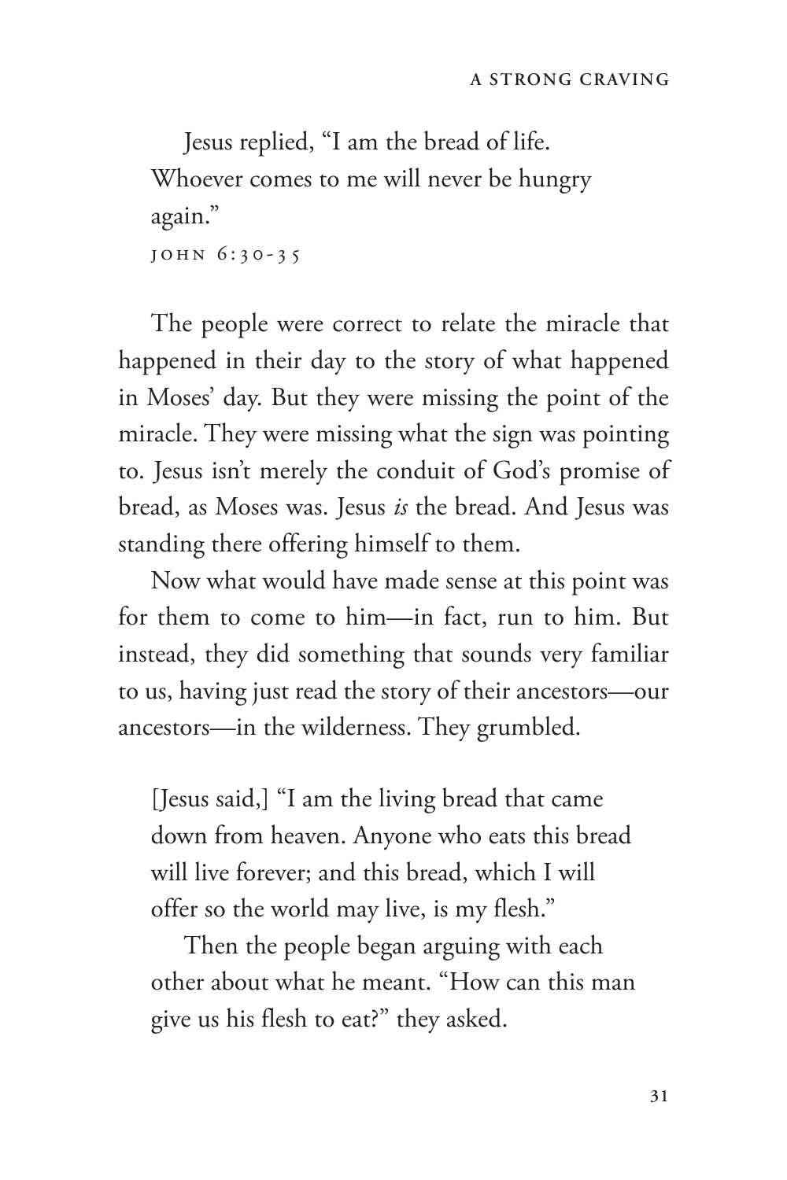> Jesus replied, "I am the bread of life. Whoever comes to me will never be hungry again."
>
> JOHN 6:30-35

The people were correct to relate the miracle that happened in their day to the story of what happened in Moses' day. But they were missing the point of the miracle. They were missing what the sign was pointing to. Jesus isn't merely the conduit of God's promise of bread, as Moses was. Jesus *is* the bread. And Jesus was standing there offering himself to them.

Now what would have made sense at this point was for them to come to him—in fact, run to him. But instead, they did something that sounds very familiar to us, having just read the story of their ancestors—our ancestors—in the wilderness. They grumbled.

> [Jesus said,] "I am the living bread that came down from heaven. Anyone who eats this bread will live forever; and this bread, which I will offer so the world may live, is my flesh."
>
> Then the people began arguing with each other about what he meant. "How can this man give us his flesh to eat?" they asked.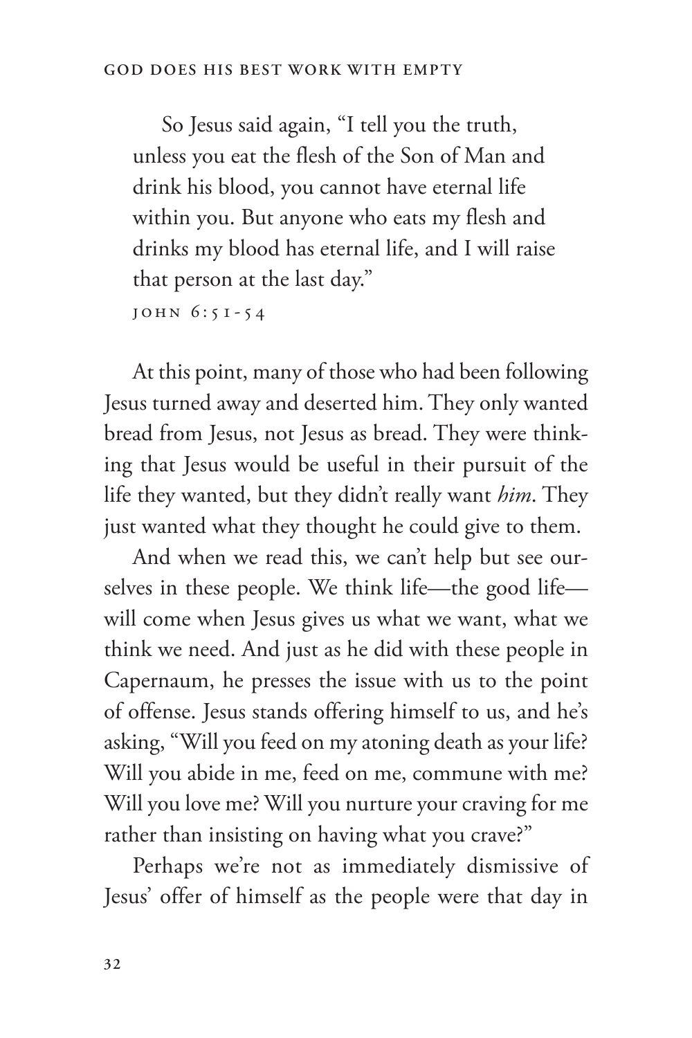> So Jesus said again, "I tell you the truth, unless you eat the flesh of the Son of Man and drink his blood, you cannot have eternal life within you. But anyone who eats my flesh and drinks my blood has eternal life, and I will raise that person at the last day."
>
> JOHN 6:51-54

At this point, many of those who had been following Jesus turned away and deserted him. They only wanted bread from Jesus, not Jesus as bread. They were thinking that Jesus would be useful in their pursuit of the life they wanted, but they didn't really want *him*. They just wanted what they thought he could give to them.

And when we read this, we can't help but see ourselves in these people. We think life—the good life—will come when Jesus gives us what we want, what we think we need. And just as he did with these people in Capernaum, he presses the issue with us to the point of offense. Jesus stands offering himself to us, and he's asking, "Will you feed on my atoning death as your life? Will you abide in me, feed on me, commune with me? Will you love me? Will you nurture your craving for me rather than insisting on having what you crave?"

Perhaps we're not as immediately dismissive of Jesus' offer of himself as the people were that day in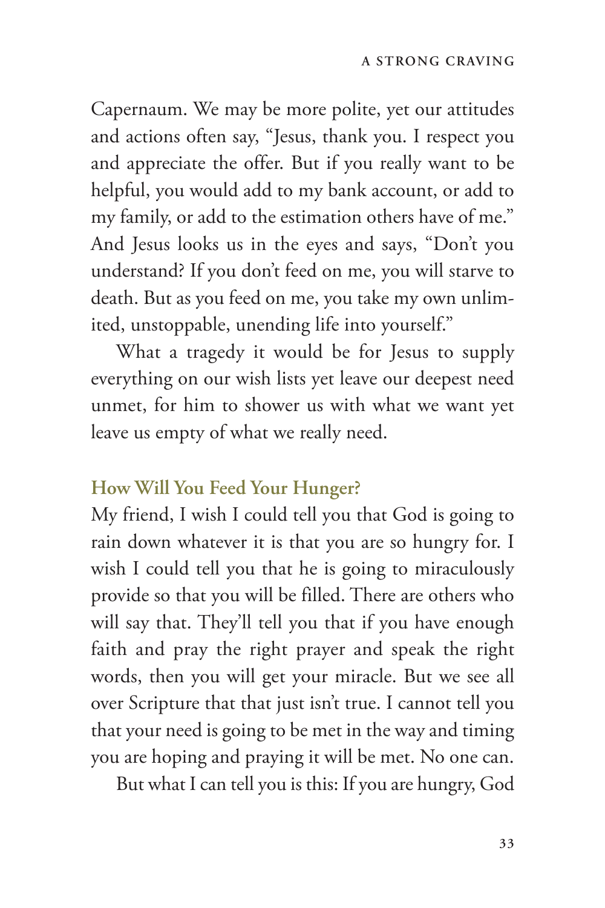Capernaum. We may be more polite, yet our attitudes and actions often say, "Jesus, thank you. I respect you and appreciate the offer. But if you really want to be helpful, you would add to my bank account, or add to my family, or add to the estimation others have of me." And Jesus looks us in the eyes and says, "Don't you understand? If you don't feed on me, you will starve to death. But as you feed on me, you take my own unlimited, unstoppable, unending life into yourself."

What a tragedy it would be for Jesus to supply everything on our wish lists yet leave our deepest need unmet, for him to shower us with what we want yet leave us empty of what we really need.

### How Will You Feed Your Hunger?

My friend, I wish I could tell you that God is going to rain down whatever it is that you are so hungry for. I wish I could tell you that he is going to miraculously provide so that you will be filled. There are others who will say that. They'll tell you that if you have enough faith and pray the right prayer and speak the right words, then you will get your miracle. But we see all over Scripture that that just isn't true. I cannot tell you that your need is going to be met in the way and timing you are hoping and praying it will be met. No one can.

But what I can tell you is this: If you are hungry, God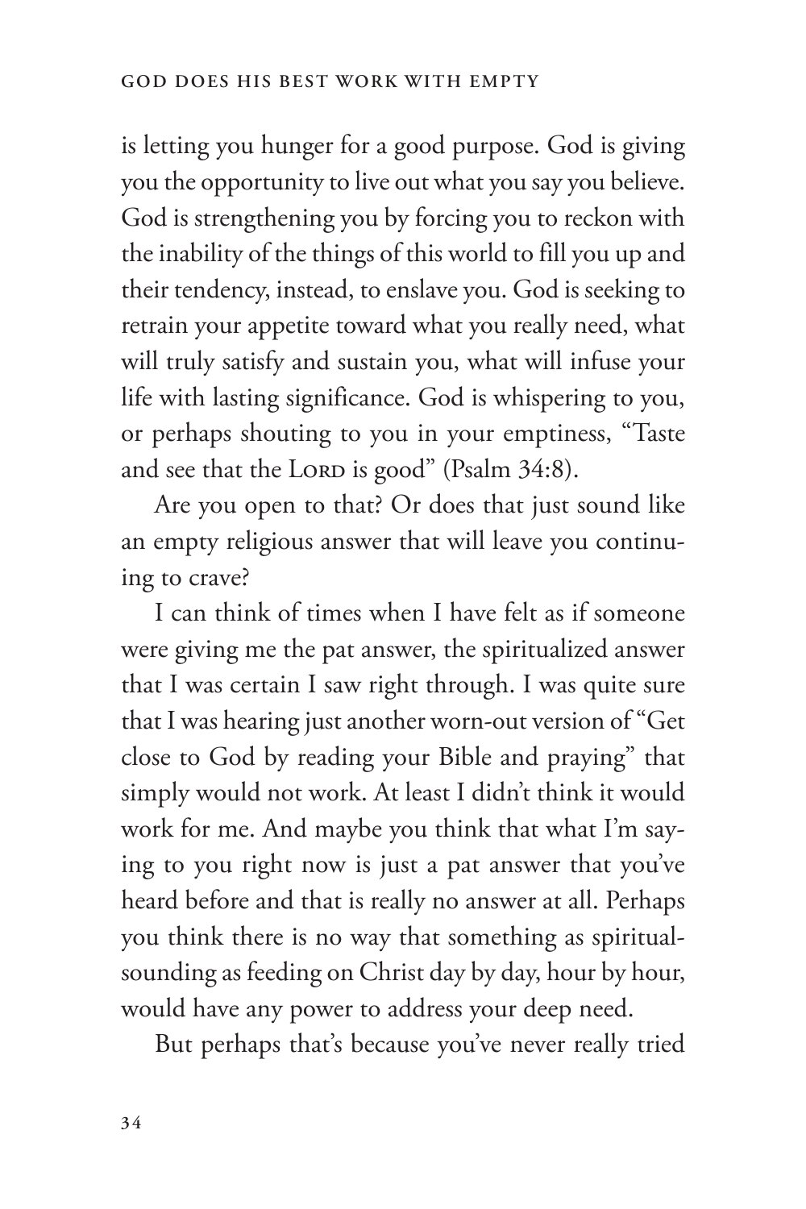is letting you hunger for a good purpose. God is giving you the opportunity to live out what you say you believe. God is strengthening you by forcing you to reckon with the inability of the things of this world to fill you up and their tendency, instead, to enslave you. God is seeking to retrain your appetite toward what you really need, what will truly satisfy and sustain you, what will infuse your life with lasting significance. God is whispering to you, or perhaps shouting to you in your emptiness, "Taste and see that the Lord is good" (Psalm 34:8).

Are you open to that? Or does that just sound like an empty religious answer that will leave you continuing to crave?

I can think of times when I have felt as if someone were giving me the pat answer, the spiritualized answer that I was certain I saw right through. I was quite sure that I was hearing just another worn-out version of "Get close to God by reading your Bible and praying" that simply would not work. At least I didn't think it would work for me. And maybe you think that what I'm saying to you right now is just a pat answer that you've heard before and that is really no answer at all. Perhaps you think there is no way that something as spiritual-sounding as feeding on Christ day by day, hour by hour, would have any power to address your deep need.

But perhaps that's because you've never really tried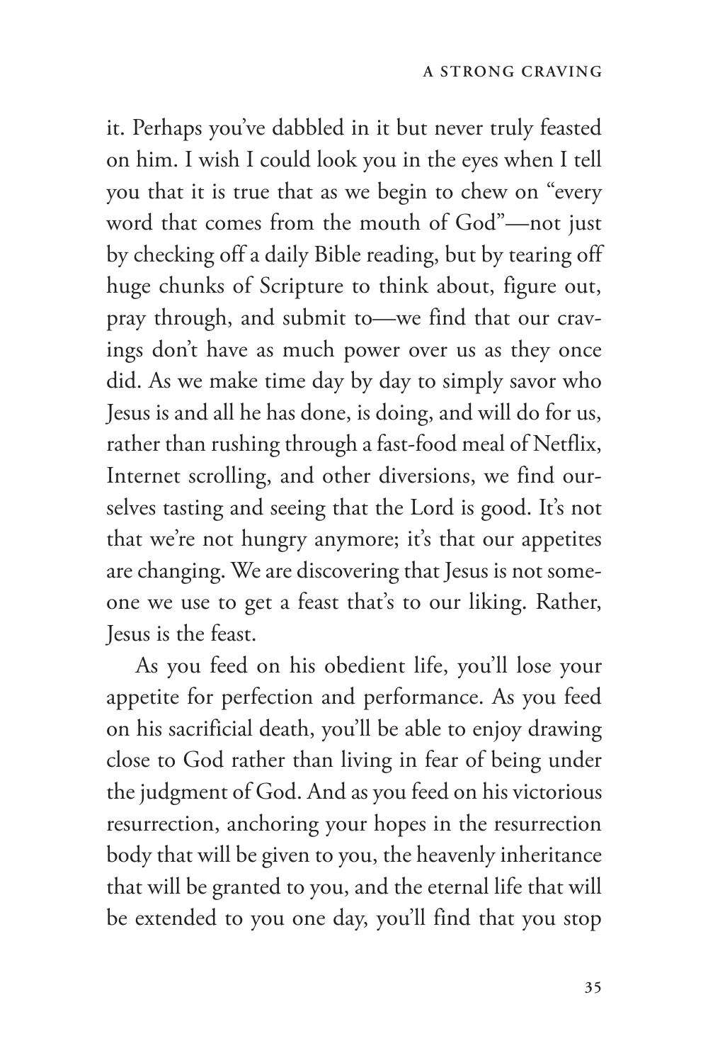it. Perhaps you've dabbled in it but never truly feasted on him. I wish I could look you in the eyes when I tell you that it is true that as we begin to chew on "every word that comes from the mouth of God"—not just by checking off a daily Bible reading, but by tearing off huge chunks of Scripture to think about, figure out, pray through, and submit to—we find that our cravings don't have as much power over us as they once did. As we make time day by day to simply savor who Jesus is and all he has done, is doing, and will do for us, rather than rushing through a fast-food meal of Netflix, Internet scrolling, and other diversions, we find ourselves tasting and seeing that the Lord is good. It's not that we're not hungry anymore; it's that our appetites are changing. We are discovering that Jesus is not someone we use to get a feast that's to our liking. Rather, Jesus is the feast.

As you feed on his obedient life, you'll lose your appetite for perfection and performance. As you feed on his sacrificial death, you'll be able to enjoy drawing close to God rather than living in fear of being under the judgment of God. And as you feed on his victorious resurrection, anchoring your hopes in the resurrection body that will be given to you, the heavenly inheritance that will be granted to you, and the eternal life that will be extended to you one day, you'll find that you stop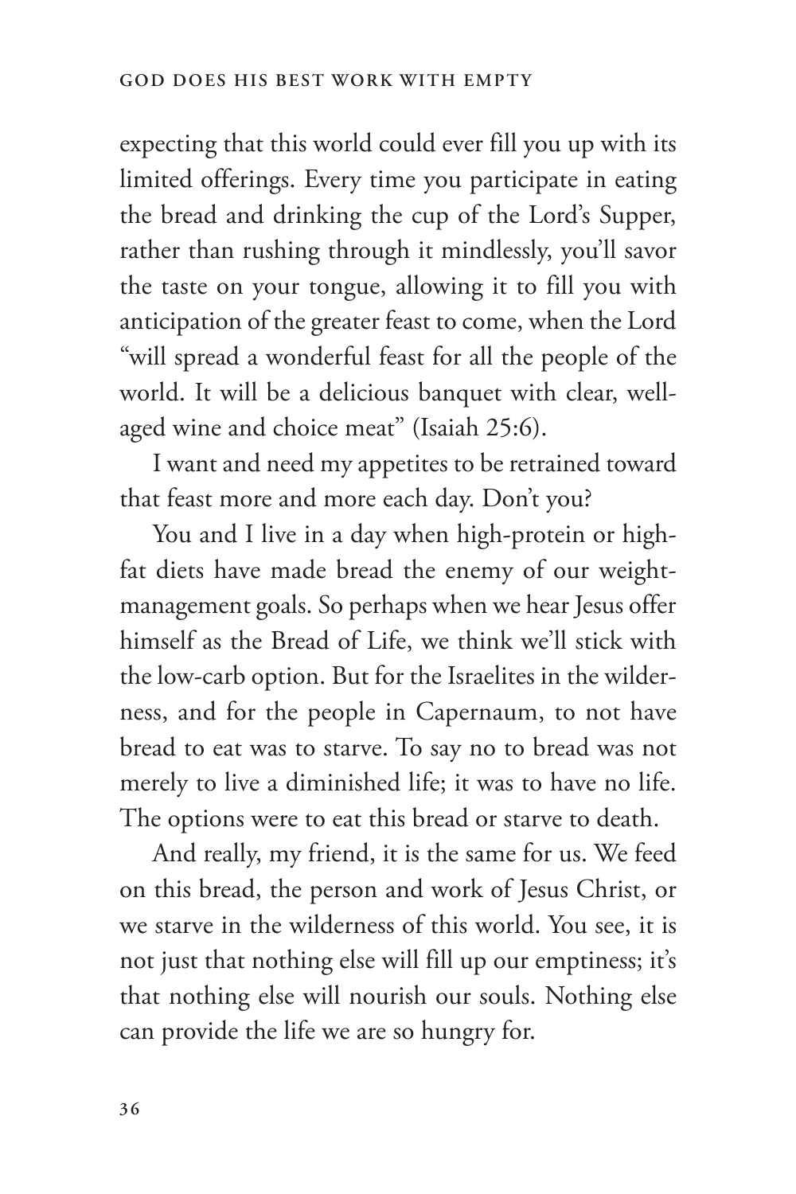expecting that this world could ever fill you up with its limited offerings. Every time you participate in eating the bread and drinking the cup of the Lord's Supper, rather than rushing through it mindlessly, you'll savor the taste on your tongue, allowing it to fill you with anticipation of the greater feast to come, when the Lord "will spread a wonderful feast for all the people of the world. It will be a delicious banquet with clear, well-aged wine and choice meat" (Isaiah 25:6).

I want and need my appetites to be retrained toward that feast more and more each day. Don't you?

You and I live in a day when high-protein or high-fat diets have made bread the enemy of our weight-management goals. So perhaps when we hear Jesus offer himself as the Bread of Life, we think we'll stick with the low-carb option. But for the Israelites in the wilderness, and for the people in Capernaum, to not have bread to eat was to starve. To say no to bread was not merely to live a diminished life; it was to have no life. The options were to eat this bread or starve to death.

And really, my friend, it is the same for us. We feed on this bread, the person and work of Jesus Christ, or we starve in the wilderness of this world. You see, it is not just that nothing else will fill up our emptiness; it's that nothing else will nourish our souls. Nothing else can provide the life we are so hungry for.